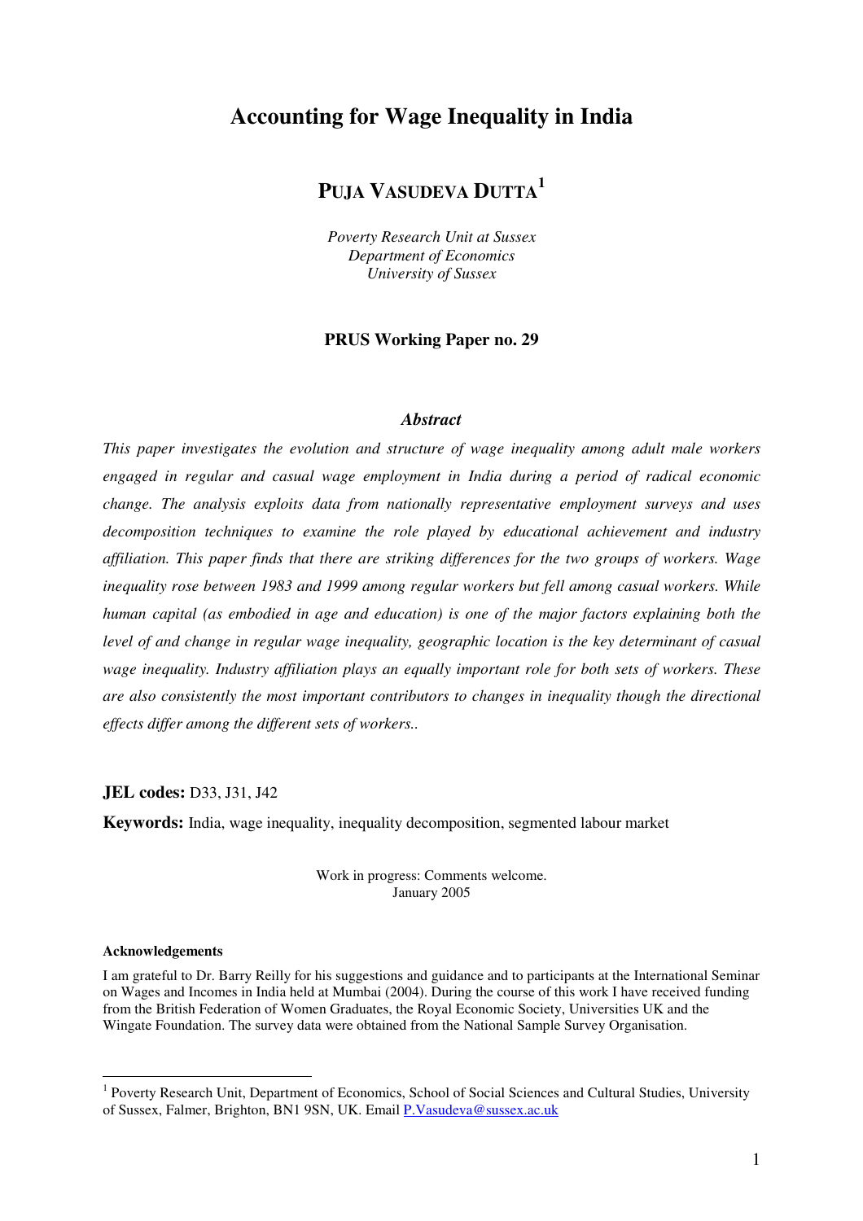# Accounting for Wage Inequality in India

## PUJA VASUDEVA DUTTA[1]

*Poverty Research Unit at Sussex*
*Department of Economics*
*University of Sussex*

**PRUS Working Paper no. 29**

### *Abstract*

*This paper investigates the evolution and structure of wage inequality among adult male workers engaged in regular and casual wage employment in India during a period of radical economic change. The analysis exploits data from nationally representative employment surveys and uses decomposition techniques to examine the role played by educational achievement and industry affiliation. This paper finds that there are striking differences for the two groups of workers. Wage inequality rose between 1983 and 1999 among regular workers but fell among casual workers. While human capital (as embodied in age and education) is one of the major factors explaining both the level of and change in regular wage inequality, geographic location is the key determinant of casual wage inequality. Industry affiliation plays an equally important role for both sets of workers. These are also consistently the most important contributors to changes in inequality though the directional effects differ among the different sets of workers..*

**JEL codes:** D33, J31, J42

**Keywords:** India, wage inequality, inequality decomposition, segmented labour market

Work in progress: Comments welcome.
January 2005

**Acknowledgements**

I am grateful to Dr. Barry Reilly for his suggestions and guidance and to participants at the International Seminar on Wages and Incomes in India held at Mumbai (2004). During the course of this work I have received funding from the British Federation of Women Graduates, the Royal Economic Society, Universities UK and the Wingate Foundation. The survey data were obtained from the National Sample Survey Organisation.

---

[1] Poverty Research Unit, Department of Economics, School of Social Sciences and Cultural Studies, University of Sussex, Falmer, Brighton, BN1 9SN, UK. Email P.Vasudeva@sussex.ac.uk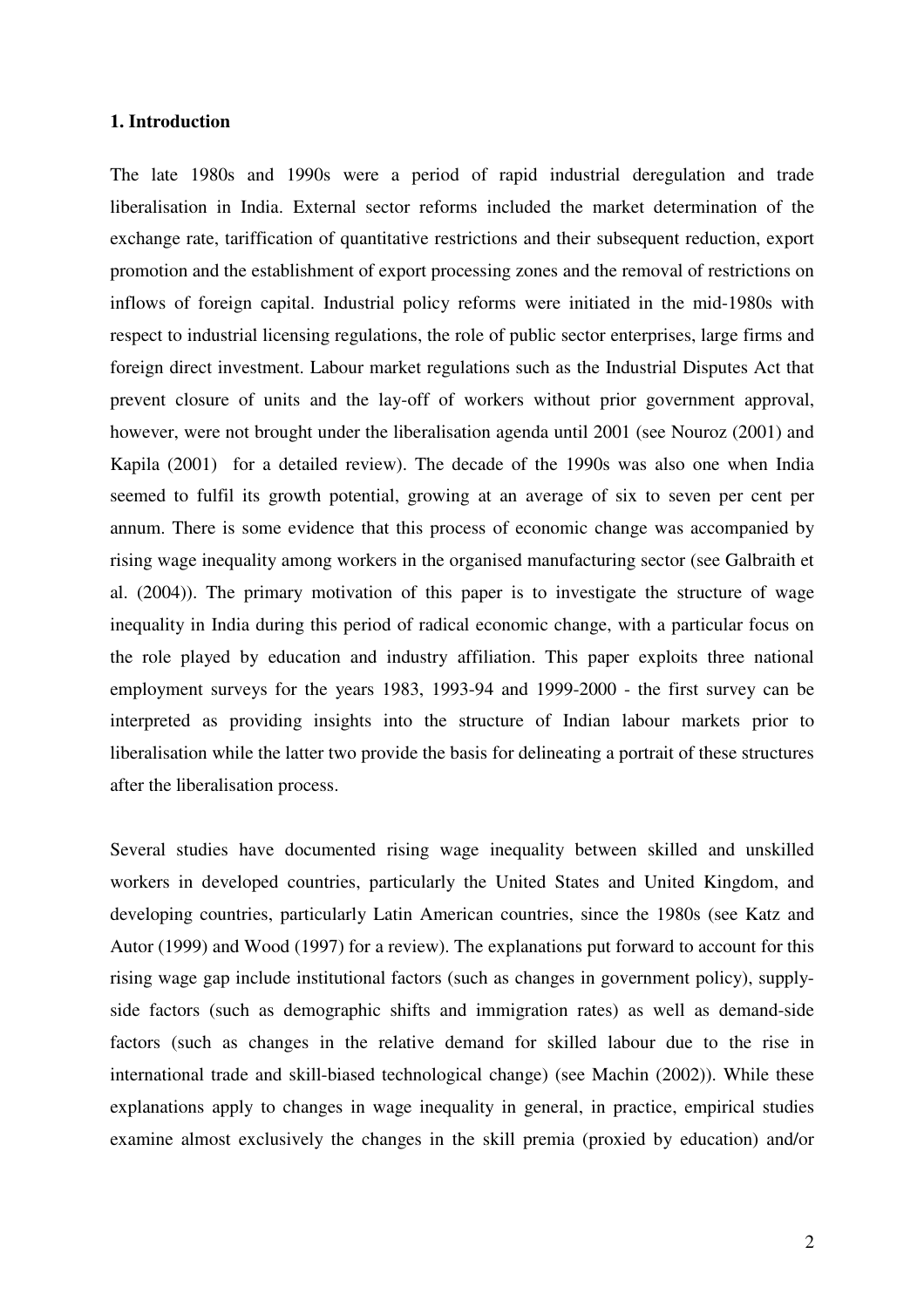## 1. Introduction

The late 1980s and 1990s were a period of rapid industrial deregulation and trade liberalisation in India. External sector reforms included the market determination of the exchange rate, tariffication of quantitative restrictions and their subsequent reduction, export promotion and the establishment of export processing zones and the removal of restrictions on inflows of foreign capital. Industrial policy reforms were initiated in the mid-1980s with respect to industrial licensing regulations, the role of public sector enterprises, large firms and foreign direct investment. Labour market regulations such as the Industrial Disputes Act that prevent closure of units and the lay-off of workers without prior government approval, however, were not brought under the liberalisation agenda until 2001 (see Nouroz (2001) and Kapila (2001) for a detailed review). The decade of the 1990s was also one when India seemed to fulfil its growth potential, growing at an average of six to seven per cent per annum. There is some evidence that this process of economic change was accompanied by rising wage inequality among workers in the organised manufacturing sector (see Galbraith et al. (2004)). The primary motivation of this paper is to investigate the structure of wage inequality in India during this period of radical economic change, with a particular focus on the role played by education and industry affiliation. This paper exploits three national employment surveys for the years 1983, 1993-94 and 1999-2000 - the first survey can be interpreted as providing insights into the structure of Indian labour markets prior to liberalisation while the latter two provide the basis for delineating a portrait of these structures after the liberalisation process.

Several studies have documented rising wage inequality between skilled and unskilled workers in developed countries, particularly the United States and United Kingdom, and developing countries, particularly Latin American countries, since the 1980s (see Katz and Autor (1999) and Wood (1997) for a review). The explanations put forward to account for this rising wage gap include institutional factors (such as changes in government policy), supply-side factors (such as demographic shifts and immigration rates) as well as demand-side factors (such as changes in the relative demand for skilled labour due to the rise in international trade and skill-biased technological change) (see Machin (2002)). While these explanations apply to changes in wage inequality in general, in practice, empirical studies examine almost exclusively the changes in the skill premia (proxied by education) and/or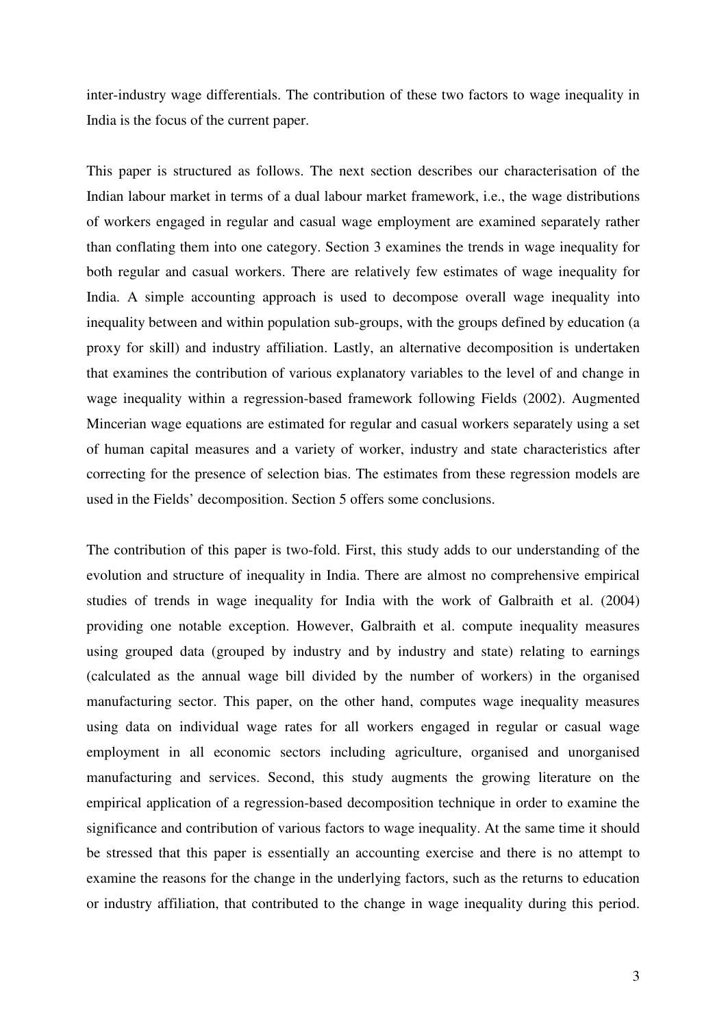inter-industry wage differentials. The contribution of these two factors to wage inequality in India is the focus of the current paper.

This paper is structured as follows. The next section describes our characterisation of the Indian labour market in terms of a dual labour market framework, i.e., the wage distributions of workers engaged in regular and casual wage employment are examined separately rather than conflating them into one category. Section 3 examines the trends in wage inequality for both regular and casual workers. There are relatively few estimates of wage inequality for India. A simple accounting approach is used to decompose overall wage inequality into inequality between and within population sub-groups, with the groups defined by education (a proxy for skill) and industry affiliation. Lastly, an alternative decomposition is undertaken that examines the contribution of various explanatory variables to the level of and change in wage inequality within a regression-based framework following Fields (2002). Augmented Mincerian wage equations are estimated for regular and casual workers separately using a set of human capital measures and a variety of worker, industry and state characteristics after correcting for the presence of selection bias. The estimates from these regression models are used in the Fields' decomposition. Section 5 offers some conclusions.

The contribution of this paper is two-fold. First, this study adds to our understanding of the evolution and structure of inequality in India. There are almost no comprehensive empirical studies of trends in wage inequality for India with the work of Galbraith et al. (2004) providing one notable exception. However, Galbraith et al. compute inequality measures using grouped data (grouped by industry and by industry and state) relating to earnings (calculated as the annual wage bill divided by the number of workers) in the organised manufacturing sector. This paper, on the other hand, computes wage inequality measures using data on individual wage rates for all workers engaged in regular or casual wage employment in all economic sectors including agriculture, organised and unorganised manufacturing and services. Second, this study augments the growing literature on the empirical application of a regression-based decomposition technique in order to examine the significance and contribution of various factors to wage inequality. At the same time it should be stressed that this paper is essentially an accounting exercise and there is no attempt to examine the reasons for the change in the underlying factors, such as the returns to education or industry affiliation, that contributed to the change in wage inequality during this period.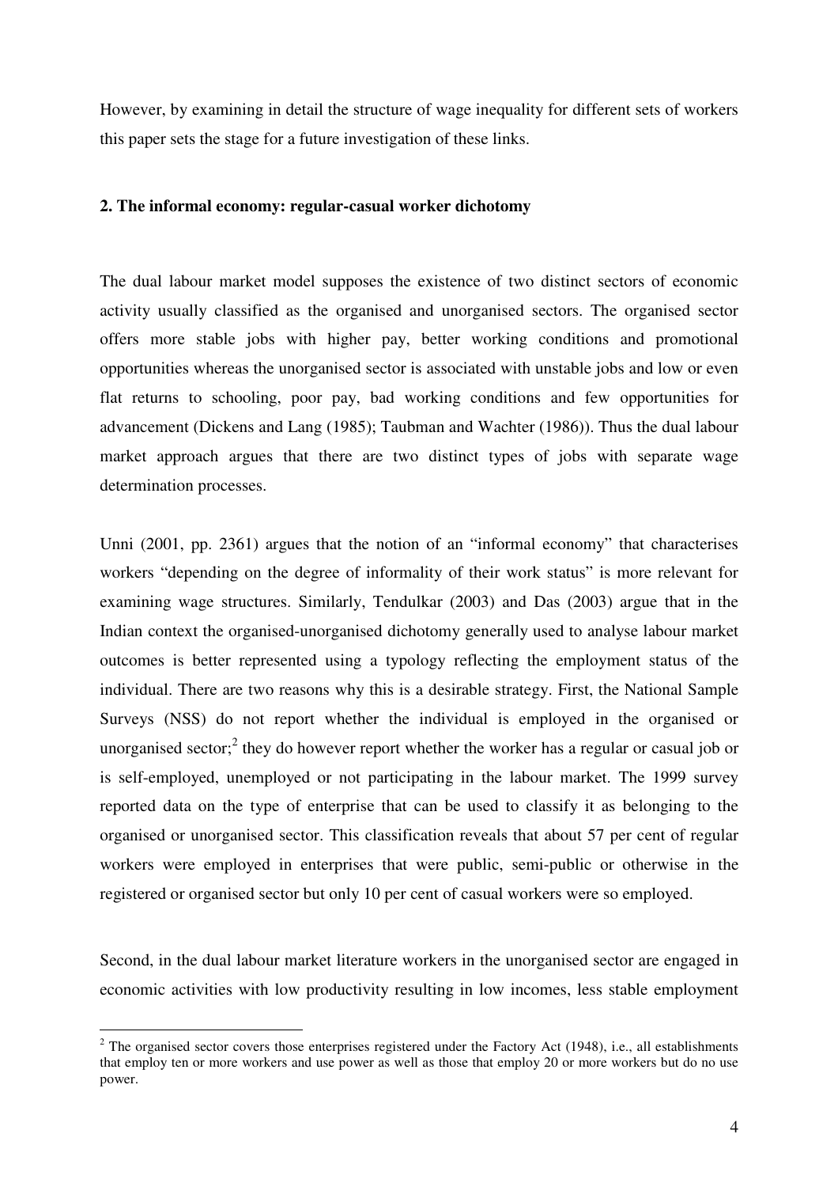However, by examining in detail the structure of wage inequality for different sets of workers this paper sets the stage for a future investigation of these links.

## 2. The informal economy: regular-casual worker dichotomy

The dual labour market model supposes the existence of two distinct sectors of economic activity usually classified as the organised and unorganised sectors. The organised sector offers more stable jobs with higher pay, better working conditions and promotional opportunities whereas the unorganised sector is associated with unstable jobs and low or even flat returns to schooling, poor pay, bad working conditions and few opportunities for advancement (Dickens and Lang (1985); Taubman and Wachter (1986)). Thus the dual labour market approach argues that there are two distinct types of jobs with separate wage determination processes.

Unni (2001, pp. 2361) argues that the notion of an "informal economy" that characterises workers "depending on the degree of informality of their work status" is more relevant for examining wage structures. Similarly, Tendulkar (2003) and Das (2003) argue that in the Indian context the organised-unorganised dichotomy generally used to analyse labour market outcomes is better represented using a typology reflecting the employment status of the individual. There are two reasons why this is a desirable strategy. First, the National Sample Surveys (NSS) do not report whether the individual is employed in the organised or unorganised sector;[2] they do however report whether the worker has a regular or casual job or is self-employed, unemployed or not participating in the labour market. The 1999 survey reported data on the type of enterprise that can be used to classify it as belonging to the organised or unorganised sector. This classification reveals that about 57 per cent of regular workers were employed in enterprises that were public, semi-public or otherwise in the registered or organised sector but only 10 per cent of casual workers were so employed.

Second, in the dual labour market literature workers in the unorganised sector are engaged in economic activities with low productivity resulting in low incomes, less stable employment

[2] The organised sector covers those enterprises registered under the Factory Act (1948), i.e., all establishments that employ ten or more workers and use power as well as those that employ 20 or more workers but do no use power.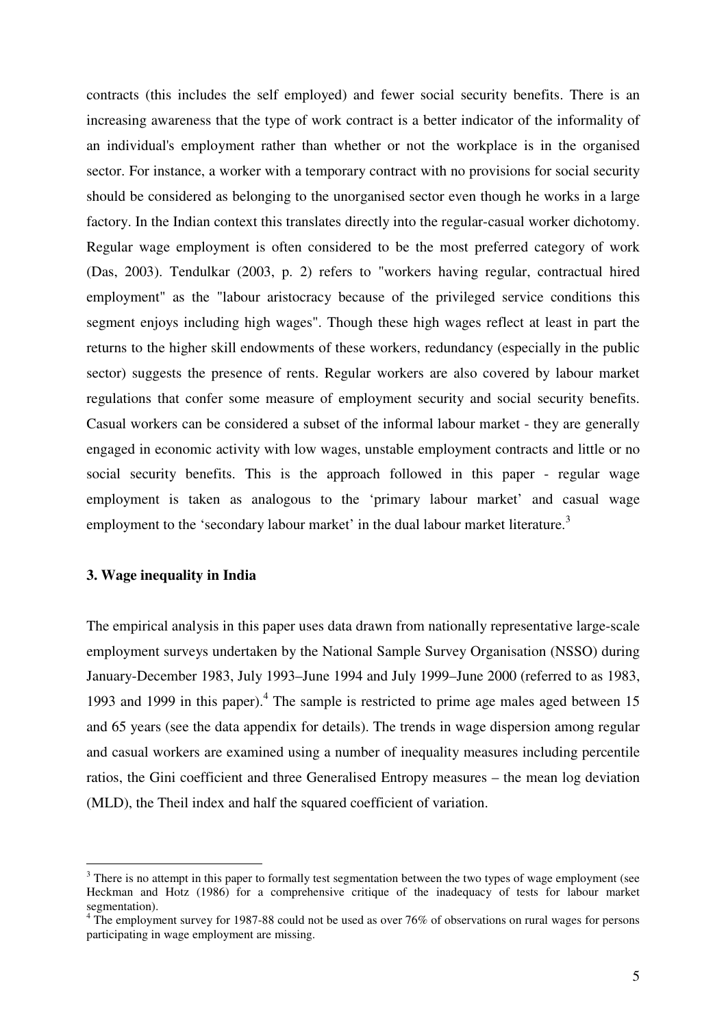contracts (this includes the self employed) and fewer social security benefits. There is an increasing awareness that the type of work contract is a better indicator of the informality of an individual's employment rather than whether or not the workplace is in the organised sector. For instance, a worker with a temporary contract with no provisions for social security should be considered as belonging to the unorganised sector even though he works in a large factory. In the Indian context this translates directly into the regular-casual worker dichotomy. Regular wage employment is often considered to be the most preferred category of work (Das, 2003). Tendulkar (2003, p. 2) refers to "workers having regular, contractual hired employment" as the "labour aristocracy because of the privileged service conditions this segment enjoys including high wages". Though these high wages reflect at least in part the returns to the higher skill endowments of these workers, redundancy (especially in the public sector) suggests the presence of rents. Regular workers are also covered by labour market regulations that confer some measure of employment security and social security benefits. Casual workers can be considered a subset of the informal labour market - they are generally engaged in economic activity with low wages, unstable employment contracts and little or no social security benefits. This is the approach followed in this paper - regular wage employment is taken as analogous to the 'primary labour market' and casual wage employment to the 'secondary labour market' in the dual labour market literature.[3]

### 3. Wage inequality in India

The empirical analysis in this paper uses data drawn from nationally representative large-scale employment surveys undertaken by the National Sample Survey Organisation (NSSO) during January-December 1983, July 1993–June 1994 and July 1999–June 2000 (referred to as 1983, 1993 and 1999 in this paper).[4] The sample is restricted to prime age males aged between 15 and 65 years (see the data appendix for details). The trends in wage dispersion among regular and casual workers are examined using a number of inequality measures including percentile ratios, the Gini coefficient and three Generalised Entropy measures – the mean log deviation (MLD), the Theil index and half the squared coefficient of variation.

---

[3] There is no attempt in this paper to formally test segmentation between the two types of wage employment (see Heckman and Hotz (1986) for a comprehensive critique of the inadequacy of tests for labour market segmentation).

[4] The employment survey for 1987-88 could not be used as over 76% of observations on rural wages for persons participating in wage employment are missing.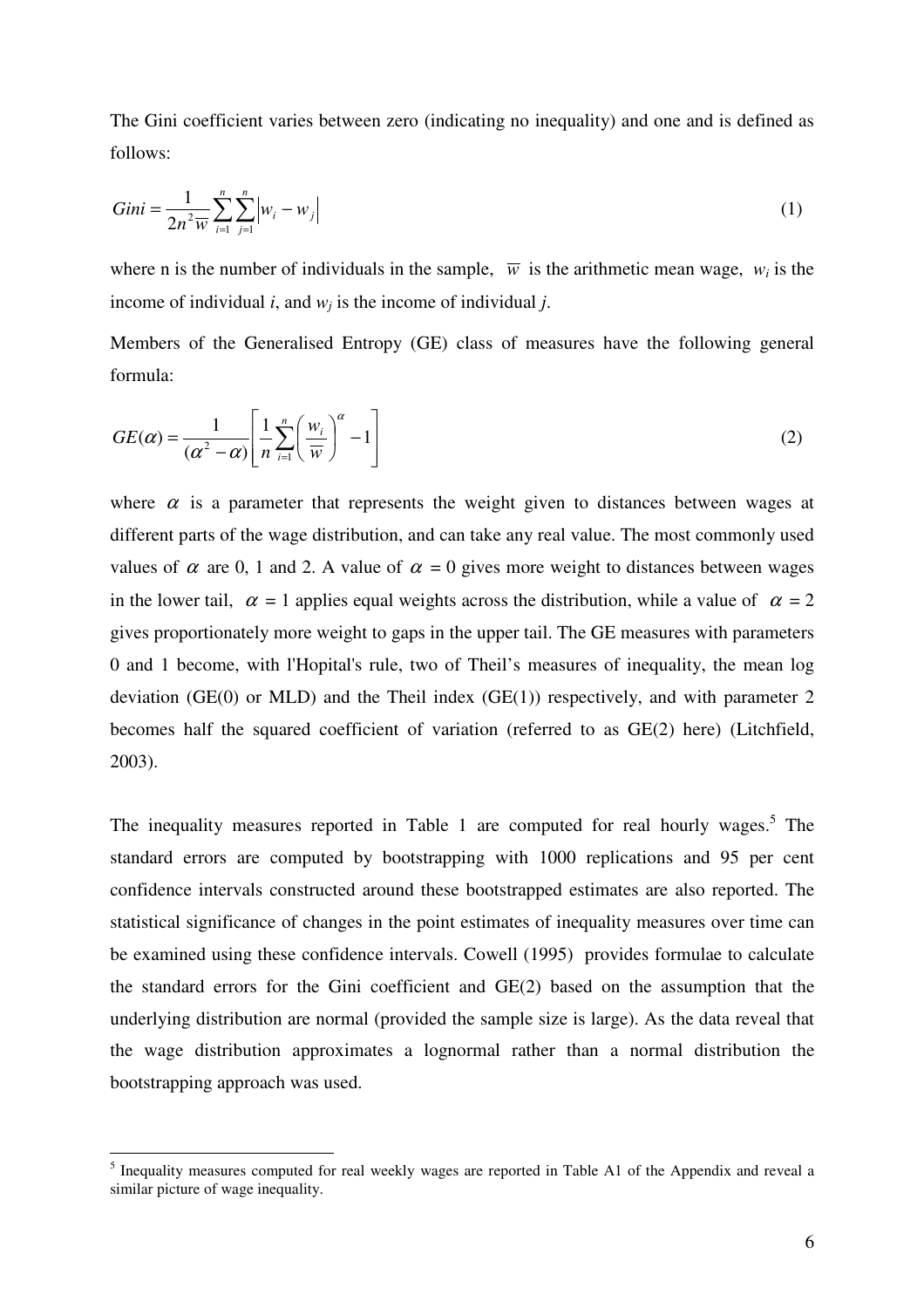The Gini coefficient varies between zero (indicating no inequality) and one and is defined as follows:

$$Gini = \frac{1}{2n^2\overline{w}}\sum_{i=1}^{n}\sum_{j=1}^{n}\left|w_i - w_j\right| \tag{1}$$

where n is the number of individuals in the sample, $\overline{w}$ is the arithmetic mean wage, $w_i$ is the income of individual *i*, and $w_j$ is the income of individual *j*.

Members of the Generalised Entropy (GE) class of measures have the following general formula:

$$GE(\alpha) = \frac{1}{(\alpha^2 - \alpha)}\left[\frac{1}{n}\sum_{i=1}^{n}\left(\frac{w_i}{\overline{w}}\right)^{\alpha} - 1\right] \tag{2}$$

where $\alpha$ is a parameter that represents the weight given to distances between wages at different parts of the wage distribution, and can take any real value. The most commonly used values of $\alpha$ are 0, 1 and 2. A value of $\alpha = 0$ gives more weight to distances between wages in the lower tail, $\alpha = 1$ applies equal weights across the distribution, while a value of $\alpha = 2$ gives proportionately more weight to gaps in the upper tail. The GE measures with parameters 0 and 1 become, with l'Hopital's rule, two of Theil's measures of inequality, the mean log deviation (GE(0) or MLD) and the Theil index (GE(1)) respectively, and with parameter 2 becomes half the squared coefficient of variation (referred to as GE(2) here) (Litchfield, 2003).

The inequality measures reported in Table 1 are computed for real hourly wages.[5] The standard errors are computed by bootstrapping with 1000 replications and 95 per cent confidence intervals constructed around these bootstrapped estimates are also reported. The statistical significance of changes in the point estimates of inequality measures over time can be examined using these confidence intervals. Cowell (1995) provides formulae to calculate the standard errors for the Gini coefficient and GE(2) based on the assumption that the underlying distribution are normal (provided the sample size is large). As the data reveal that the wage distribution approximates a lognormal rather than a normal distribution the bootstrapping approach was used.

[5] Inequality measures computed for real weekly wages are reported in Table A1 of the Appendix and reveal a similar picture of wage inequality.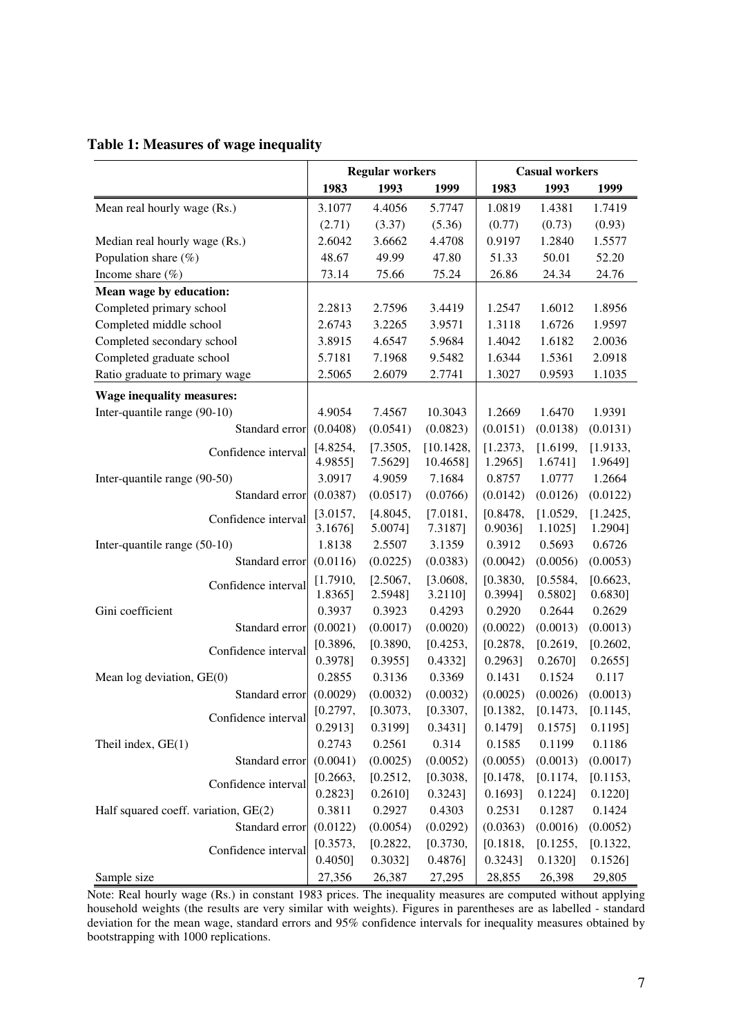**Table 1: Measures of wage inequality**

| | Regular workers | | | Casual workers | | |
|---|---|---|---|---|---|---|
| | 1983 | 1993 | 1999 | 1983 | 1993 | 1999 |
| Mean real hourly wage (Rs.) | 3.1077 | 4.4056 | 5.7747 | 1.0819 | 1.4381 | 1.7419 |
| | (2.71) | (3.37) | (5.36) | (0.77) | (0.73) | (0.93) |
| Median real hourly wage (Rs.) | 2.6042 | 3.6662 | 4.4708 | 0.9197 | 1.2840 | 1.5577 |
| Population share (%) | 48.67 | 49.99 | 47.80 | 51.33 | 50.01 | 52.20 |
| Income share (%) | 73.14 | 75.66 | 75.24 | 26.86 | 24.34 | 24.76 |
| **Mean wage by education:** | | | | | | |
| Completed primary school | 2.2813 | 2.7596 | 3.4419 | 1.2547 | 1.6012 | 1.8956 |
| Completed middle school | 2.6743 | 3.2265 | 3.9571 | 1.3118 | 1.6726 | 1.9597 |
| Completed secondary school | 3.8915 | 4.6547 | 5.9684 | 1.4042 | 1.6182 | 2.0036 |
| Completed graduate school | 5.7181 | 7.1968 | 9.5482 | 1.6344 | 1.5361 | 2.0918 |
| Ratio graduate to primary wage | 2.5065 | 2.6079 | 2.7741 | 1.3027 | 0.9593 | 1.1035 |
| **Wage inequality measures:** | | | | | | |
| Inter-quantile range (90-10) | 4.9054 | 7.4567 | 10.3043 | 1.2669 | 1.6470 | 1.9391 |
| Standard error | (0.0408) | (0.0541) | (0.0823) | (0.0151) | (0.0138) | (0.0131) |
| Confidence interval | [4.8254, 4.9855] | [7.3505, 7.5629] | [10.1428, 10.4658] | [1.2373, 1.2965] | [1.6199, 1.6741] | [1.9133, 1.9649] |
| Inter-quantile range (90-50) | 3.0917 | 4.9059 | 7.1684 | 0.8757 | 1.0777 | 1.2664 |
| Standard error | (0.0387) | (0.0517) | (0.0766) | (0.0142) | (0.0126) | (0.0122) |
| Confidence interval | [3.0157, 3.1676] | [4.8045, 5.0074] | [7.0181, 7.3187] | [0.8478, 0.9036] | [1.0529, 1.1025] | [1.2425, 1.2904] |
| Inter-quantile range (50-10) | 1.8138 | 2.5507 | 3.1359 | 0.3912 | 0.5693 | 0.6726 |
| Standard error | (0.0116) | (0.0225) | (0.0383) | (0.0042) | (0.0056) | (0.0053) |
| Confidence interval | [1.7910, 1.8365] | [2.5067, 2.5948] | [3.0608, 3.2110] | [0.3830, 0.3994] | [0.5584, 0.5802] | [0.6623, 0.6830] |
| Gini coefficient | 0.3937 | 0.3923 | 0.4293 | 0.2920 | 0.2644 | 0.2629 |
| Standard error | (0.0021) | (0.0017) | (0.0020) | (0.0022) | (0.0013) | (0.0013) |
| Confidence interval | [0.3896, 0.3978] | [0.3890, 0.3955] | [0.4253, 0.4332] | [0.2878, 0.2963] | [0.2619, 0.2670] | [0.2602, 0.2655] |
| Mean log deviation, GE(0) | 0.2855 | 0.3136 | 0.3369 | 0.1431 | 0.1524 | 0.117 |
| Standard error | (0.0029) | (0.0032) | (0.0032) | (0.0025) | (0.0026) | (0.0013) |
| Confidence interval | [0.2797, 0.2913] | [0.3073, 0.3199] | [0.3307, 0.3431] | [0.1382, 0.1479] | [0.1473, 0.1575] | [0.1145, 0.1195] |
| Theil index, GE(1) | 0.2743 | 0.2561 | 0.314 | 0.1585 | 0.1199 | 0.1186 |
| Standard error | (0.0041) | (0.0025) | (0.0052) | (0.0055) | (0.0013) | (0.0017) |
| Confidence interval | [0.2663, 0.2823] | [0.2512, 0.2610] | [0.3038, 0.3243] | [0.1478, 0.1693] | [0.1174, 0.1224] | [0.1153, 0.1220] |
| Half squared coeff. variation, GE(2) | 0.3811 | 0.2927 | 0.4303 | 0.2531 | 0.1287 | 0.1424 |
| Standard error | (0.0122) | (0.0054) | (0.0292) | (0.0363) | (0.0016) | (0.0052) |
| Confidence interval | [0.3573, 0.4050] | [0.2822, 0.3032] | [0.3730, 0.4876] | [0.1818, 0.3243] | [0.1255, 0.1320] | [0.1322, 0.1526] |
| Sample size | 27,356 | 26,387 | 27,295 | 28,855 | 26,398 | 29,805 |

Note: Real hourly wage (Rs.) in constant 1983 prices. The inequality measures are computed without applying household weights (the results are very similar with weights). Figures in parentheses are as labelled - standard deviation for the mean wage, standard errors and 95% confidence intervals for inequality measures obtained by bootstrapping with 1000 replications.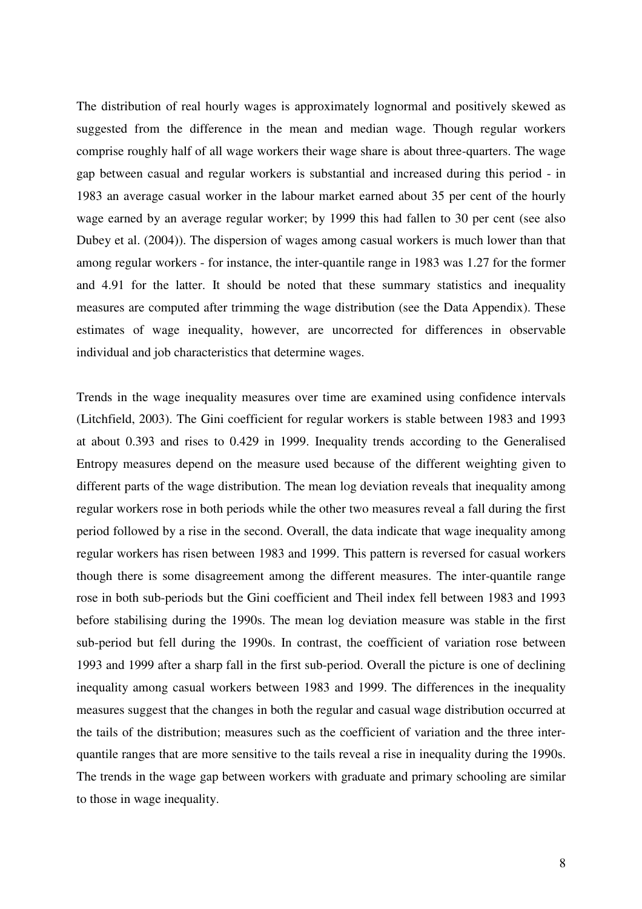The distribution of real hourly wages is approximately lognormal and positively skewed as suggested from the difference in the mean and median wage. Though regular workers comprise roughly half of all wage workers their wage share is about three-quarters. The wage gap between casual and regular workers is substantial and increased during this period - in 1983 an average casual worker in the labour market earned about 35 per cent of the hourly wage earned by an average regular worker; by 1999 this had fallen to 30 per cent (see also Dubey et al. (2004)). The dispersion of wages among casual workers is much lower than that among regular workers - for instance, the inter-quantile range in 1983 was 1.27 for the former and 4.91 for the latter. It should be noted that these summary statistics and inequality measures are computed after trimming the wage distribution (see the Data Appendix). These estimates of wage inequality, however, are uncorrected for differences in observable individual and job characteristics that determine wages.

Trends in the wage inequality measures over time are examined using confidence intervals (Litchfield, 2003). The Gini coefficient for regular workers is stable between 1983 and 1993 at about 0.393 and rises to 0.429 in 1999. Inequality trends according to the Generalised Entropy measures depend on the measure used because of the different weighting given to different parts of the wage distribution. The mean log deviation reveals that inequality among regular workers rose in both periods while the other two measures reveal a fall during the first period followed by a rise in the second. Overall, the data indicate that wage inequality among regular workers has risen between 1983 and 1999. This pattern is reversed for casual workers though there is some disagreement among the different measures. The inter-quantile range rose in both sub-periods but the Gini coefficient and Theil index fell between 1983 and 1993 before stabilising during the 1990s. The mean log deviation measure was stable in the first sub-period but fell during the 1990s. In contrast, the coefficient of variation rose between 1993 and 1999 after a sharp fall in the first sub-period. Overall the picture is one of declining inequality among casual workers between 1983 and 1999. The differences in the inequality measures suggest that the changes in both the regular and casual wage distribution occurred at the tails of the distribution; measures such as the coefficient of variation and the three inter-quantile ranges that are more sensitive to the tails reveal a rise in inequality during the 1990s. The trends in the wage gap between workers with graduate and primary schooling are similar to those in wage inequality.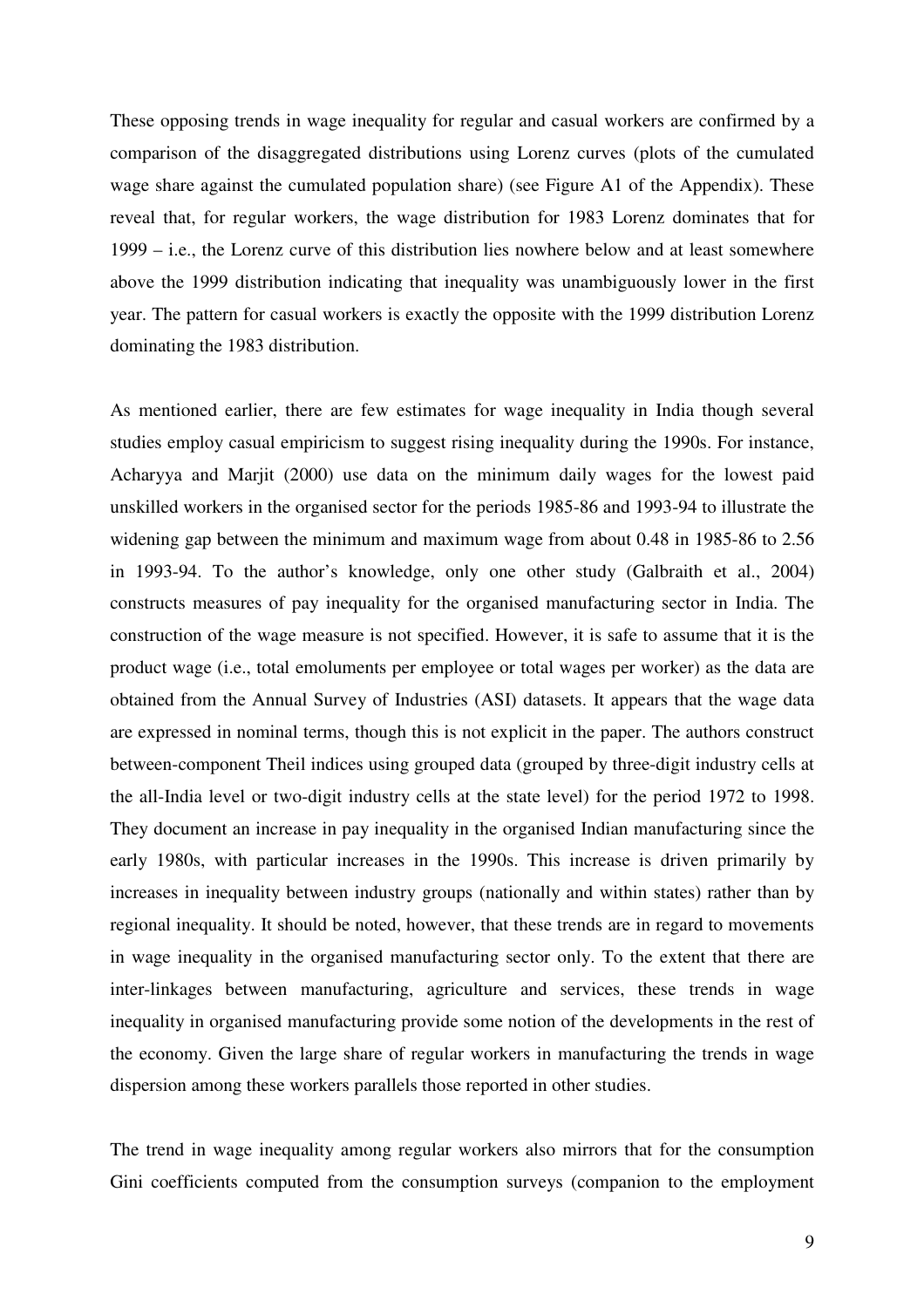These opposing trends in wage inequality for regular and casual workers are confirmed by a comparison of the disaggregated distributions using Lorenz curves (plots of the cumulated wage share against the cumulated population share) (see Figure A1 of the Appendix). These reveal that, for regular workers, the wage distribution for 1983 Lorenz dominates that for 1999 – i.e., the Lorenz curve of this distribution lies nowhere below and at least somewhere above the 1999 distribution indicating that inequality was unambiguously lower in the first year. The pattern for casual workers is exactly the opposite with the 1999 distribution Lorenz dominating the 1983 distribution.

As mentioned earlier, there are few estimates for wage inequality in India though several studies employ casual empiricism to suggest rising inequality during the 1990s. For instance, Acharyya and Marjit (2000) use data on the minimum daily wages for the lowest paid unskilled workers in the organised sector for the periods 1985-86 and 1993-94 to illustrate the widening gap between the minimum and maximum wage from about 0.48 in 1985-86 to 2.56 in 1993-94. To the author's knowledge, only one other study (Galbraith et al., 2004) constructs measures of pay inequality for the organised manufacturing sector in India. The construction of the wage measure is not specified. However, it is safe to assume that it is the product wage (i.e., total emoluments per employee or total wages per worker) as the data are obtained from the Annual Survey of Industries (ASI) datasets. It appears that the wage data are expressed in nominal terms, though this is not explicit in the paper. The authors construct between-component Theil indices using grouped data (grouped by three-digit industry cells at the all-India level or two-digit industry cells at the state level) for the period 1972 to 1998. They document an increase in pay inequality in the organised Indian manufacturing since the early 1980s, with particular increases in the 1990s. This increase is driven primarily by increases in inequality between industry groups (nationally and within states) rather than by regional inequality. It should be noted, however, that these trends are in regard to movements in wage inequality in the organised manufacturing sector only. To the extent that there are inter-linkages between manufacturing, agriculture and services, these trends in wage inequality in organised manufacturing provide some notion of the developments in the rest of the economy. Given the large share of regular workers in manufacturing the trends in wage dispersion among these workers parallels those reported in other studies.

The trend in wage inequality among regular workers also mirrors that for the consumption Gini coefficients computed from the consumption surveys (companion to the employment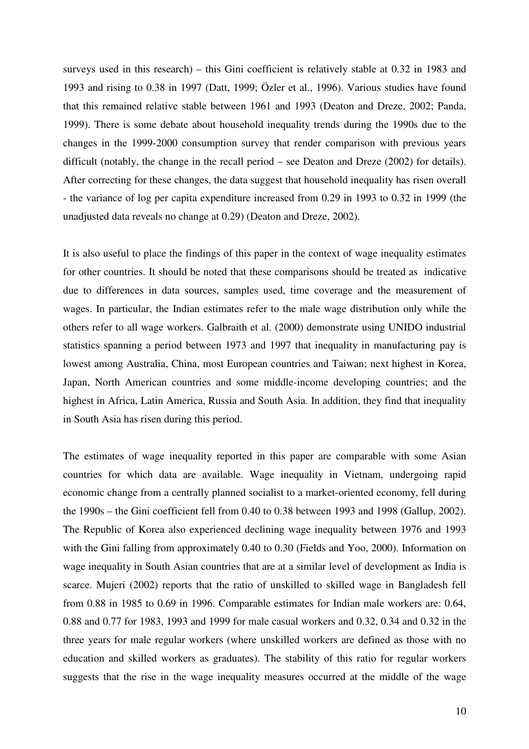surveys used in this research) – this Gini coefficient is relatively stable at 0.32 in 1983 and 1993 and rising to 0.38 in 1997 (Datt, 1999; Özler et al., 1996). Various studies have found that this remained relative stable between 1961 and 1993 (Deaton and Dreze, 2002; Panda, 1999). There is some debate about household inequality trends during the 1990s due to the changes in the 1999-2000 consumption survey that render comparison with previous years difficult (notably, the change in the recall period – see Deaton and Dreze (2002) for details). After correcting for these changes, the data suggest that household inequality has risen overall - the variance of log per capita expenditure increased from 0.29 in 1993 to 0.32 in 1999 (the unadjusted data reveals no change at 0.29) (Deaton and Dreze, 2002).

It is also useful to place the findings of this paper in the context of wage inequality estimates for other countries. It should be noted that these comparisons should be treated as indicative due to differences in data sources, samples used, time coverage and the measurement of wages. In particular, the Indian estimates refer to the male wage distribution only while the others refer to all wage workers. Galbraith et al. (2000) demonstrate using UNIDO industrial statistics spanning a period between 1973 and 1997 that inequality in manufacturing pay is lowest among Australia, China, most European countries and Taiwan; next highest in Korea, Japan, North American countries and some middle-income developing countries; and the highest in Africa, Latin America, Russia and South Asia. In addition, they find that inequality in South Asia has risen during this period.

The estimates of wage inequality reported in this paper are comparable with some Asian countries for which data are available. Wage inequality in Vietnam, undergoing rapid economic change from a centrally planned socialist to a market-oriented economy, fell during the 1990s – the Gini coefficient fell from 0.40 to 0.38 between 1993 and 1998 (Gallup, 2002). The Republic of Korea also experienced declining wage inequality between 1976 and 1993 with the Gini falling from approximately 0.40 to 0.30 (Fields and Yoo, 2000). Information on wage inequality in South Asian countries that are at a similar level of development as India is scarce. Mujeri (2002) reports that the ratio of unskilled to skilled wage in Bangladesh fell from 0.88 in 1985 to 0.69 in 1996. Comparable estimates for Indian male workers are: 0.64, 0.88 and 0.77 for 1983, 1993 and 1999 for male casual workers and 0.32, 0.34 and 0.32 in the three years for male regular workers (where unskilled workers are defined as those with no education and skilled workers as graduates). The stability of this ratio for regular workers suggests that the rise in the wage inequality measures occurred at the middle of the wage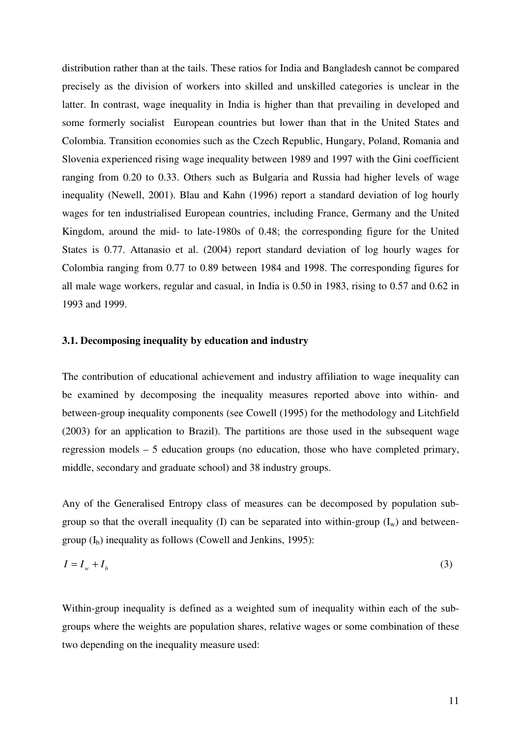distribution rather than at the tails. These ratios for India and Bangladesh cannot be compared precisely as the division of workers into skilled and unskilled categories is unclear in the latter. In contrast, wage inequality in India is higher than that prevailing in developed and some formerly socialist European countries but lower than that in the United States and Colombia. Transition economies such as the Czech Republic, Hungary, Poland, Romania and Slovenia experienced rising wage inequality between 1989 and 1997 with the Gini coefficient ranging from 0.20 to 0.33. Others such as Bulgaria and Russia had higher levels of wage inequality (Newell, 2001). Blau and Kahn (1996) report a standard deviation of log hourly wages for ten industrialised European countries, including France, Germany and the United Kingdom, around the mid- to late-1980s of 0.48; the corresponding figure for the United States is 0.77. Attanasio et al. (2004) report standard deviation of log hourly wages for Colombia ranging from 0.77 to 0.89 between 1984 and 1998. The corresponding figures for all male wage workers, regular and casual, in India is 0.50 in 1983, rising to 0.57 and 0.62 in 1993 and 1999.

### 3.1. Decomposing inequality by education and industry

The contribution of educational achievement and industry affiliation to wage inequality can be examined by decomposing the inequality measures reported above into within- and between-group inequality components (see Cowell (1995) for the methodology and Litchfield (2003) for an application to Brazil). The partitions are those used in the subsequent wage regression models – 5 education groups (no education, those who have completed primary, middle, secondary and graduate school) and 38 industry groups.

Any of the Generalised Entropy class of measures can be decomposed by population sub-group so that the overall inequality (I) can be separated into within-group ($I_w$) and between-group ($I_b$) inequality as follows (Cowell and Jenkins, 1995):

$$I = I_w + I_b \tag{3}$$

Within-group inequality is defined as a weighted sum of inequality within each of the sub-groups where the weights are population shares, relative wages or some combination of these two depending on the inequality measure used: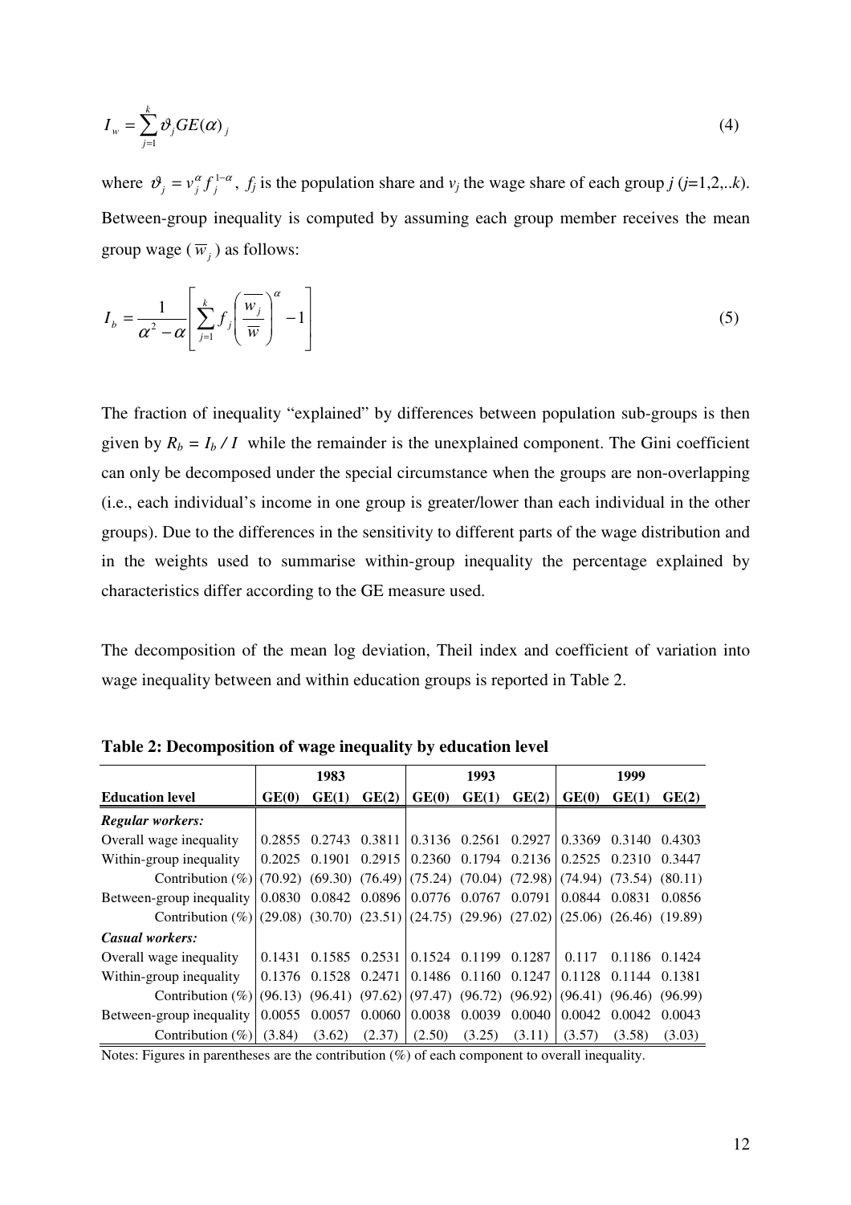$$I_w = \sum_{j=1}^{k} \vartheta_j GE(\alpha)_j \tag{4}$$

where $\vartheta_j = v_j^{\alpha} f_j^{1-\alpha}$, $f_j$ is the population share and $v_j$ the wage share of each group $j$ ($j$=1,2,..$k$). Between-group inequality is computed by assuming each group member receives the mean group wage ($\overline{w}_j$) as follows:

$$I_b = \frac{1}{\alpha^2 - \alpha}\left[\sum_{j=1}^{k} f_j \left(\frac{\overline{w}_j}{\overline{w}}\right)^{\alpha} - 1\right] \tag{5}$$

The fraction of inequality "explained" by differences between population sub-groups is then given by $R_b = I_b / I$ while the remainder is the unexplained component. The Gini coefficient can only be decomposed under the special circumstance when the groups are non-overlapping (i.e., each individual's income in one group is greater/lower than each individual in the other groups). Due to the differences in the sensitivity to different parts of the wage distribution and in the weights used to summarise within-group inequality the percentage explained by characteristics differ according to the GE measure used.

The decomposition of the mean log deviation, Theil index and coefficient of variation into wage inequality between and within education groups is reported in Table 2.

**Table 2: Decomposition of wage inequality by education level**

| | 1983 | | | 1993 | | | 1999 | | |
|---|---|---|---|---|---|---|---|---|---|
| **Education level** | **GE(0)** | **GE(1)** | **GE(2)** | **GE(0)** | **GE(1)** | **GE(2)** | **GE(0)** | **GE(1)** | **GE(2)** |
| ***Regular workers:*** | | | | | | | | | |
| Overall wage inequality | 0.2855 | 0.2743 | 0.3811 | 0.3136 | 0.2561 | 0.2927 | 0.3369 | 0.3140 | 0.4303 |
| Within-group inequality | 0.2025 | 0.1901 | 0.2915 | 0.2360 | 0.1794 | 0.2136 | 0.2525 | 0.2310 | 0.3447 |
| Contribution (%) | (70.92) | (69.30) | (76.49) | (75.24) | (70.04) | (72.98) | (74.94) | (73.54) | (80.11) |
| Between-group inequality | 0.0830 | 0.0842 | 0.0896 | 0.0776 | 0.0767 | 0.0791 | 0.0844 | 0.0831 | 0.0856 |
| Contribution (%) | (29.08) | (30.70) | (23.51) | (24.75) | (29.96) | (27.02) | (25.06) | (26.46) | (19.89) |
| ***Casual workers:*** | | | | | | | | | |
| Overall wage inequality | 0.1431 | 0.1585 | 0.2531 | 0.1524 | 0.1199 | 0.1287 | 0.117 | 0.1186 | 0.1424 |
| Within-group inequality | 0.1376 | 0.1528 | 0.2471 | 0.1486 | 0.1160 | 0.1247 | 0.1128 | 0.1144 | 0.1381 |
| Contribution (%) | (96.13) | (96.41) | (97.62) | (97.47) | (96.72) | (96.92) | (96.41) | (96.46) | (96.99) |
| Between-group inequality | 0.0055 | 0.0057 | 0.0060 | 0.0038 | 0.0039 | 0.0040 | 0.0042 | 0.0042 | 0.0043 |
| Contribution (%) | (3.84) | (3.62) | (2.37) | (2.50) | (3.25) | (3.11) | (3.57) | (3.58) | (3.03) |

Notes: Figures in parentheses are the contribution (%) of each component to overall inequality.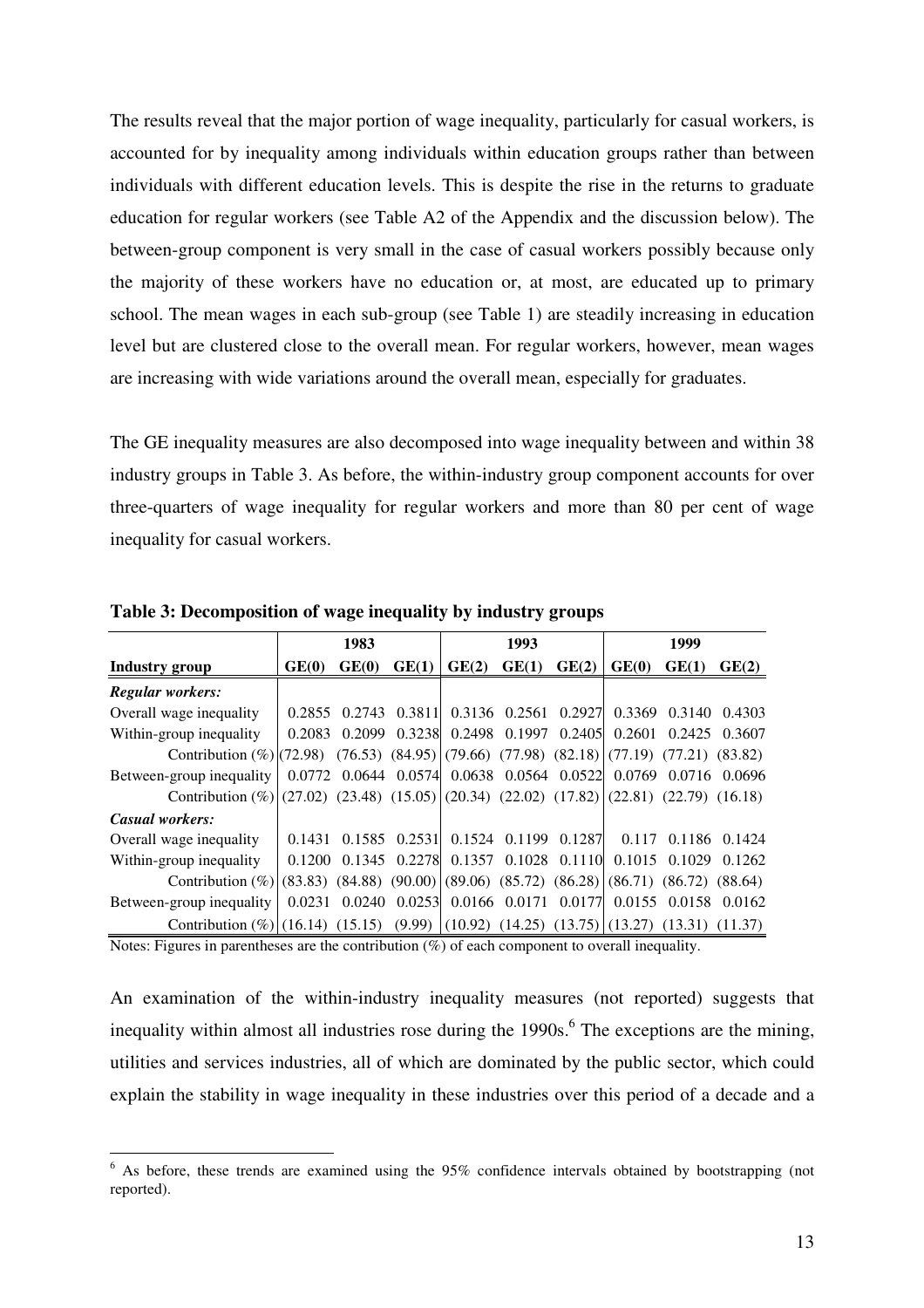The results reveal that the major portion of wage inequality, particularly for casual workers, is accounted for by inequality among individuals within education groups rather than between individuals with different education levels. This is despite the rise in the returns to graduate education for regular workers (see Table A2 of the Appendix and the discussion below). The between-group component is very small in the case of casual workers possibly because only the majority of these workers have no education or, at most, are educated up to primary school. The mean wages in each sub-group (see Table 1) are steadily increasing in education level but are clustered close to the overall mean. For regular workers, however, mean wages are increasing with wide variations around the overall mean, especially for graduates.

The GE inequality measures are also decomposed into wage inequality between and within 38 industry groups in Table 3. As before, the within-industry group component accounts for over three-quarters of wage inequality for regular workers and more than 80 per cent of wage inequality for casual workers.

**Table 3: Decomposition of wage inequality by industry groups**

| | 1983 | | | 1993 | | | 1999 | | |
|---|---|---|---|---|---|---|---|---|---|
| **Industry group** | **GE(0)** | **GE(0)** | **GE(1)** | **GE(2)** | **GE(1)** | **GE(2)** | **GE(0)** | **GE(1)** | **GE(2)** |
| ***Regular workers:*** | | | | | | | | | |
| Overall wage inequality | 0.2855 | 0.2743 | 0.3811 | 0.3136 | 0.2561 | 0.2927 | 0.3369 | 0.3140 | 0.4303 |
| Within-group inequality | 0.2083 | 0.2099 | 0.3238 | 0.2498 | 0.1997 | 0.2405 | 0.2601 | 0.2425 | 0.3607 |
| Contribution (%) | (72.98) | (76.53) | (84.95) | (79.66) | (77.98) | (82.18) | (77.19) | (77.21) | (83.82) |
| Between-group inequality | 0.0772 | 0.0644 | 0.0574 | 0.0638 | 0.0564 | 0.0522 | 0.0769 | 0.0716 | 0.0696 |
| Contribution (%) | (27.02) | (23.48) | (15.05) | (20.34) | (22.02) | (17.82) | (22.81) | (22.79) | (16.18) |
| ***Casual workers:*** | | | | | | | | | |
| Overall wage inequality | 0.1431 | 0.1585 | 0.2531 | 0.1524 | 0.1199 | 0.1287 | 0.117 | 0.1186 | 0.1424 |
| Within-group inequality | 0.1200 | 0.1345 | 0.2278 | 0.1357 | 0.1028 | 0.1110 | 0.1015 | 0.1029 | 0.1262 |
| Contribution (%) | (83.83) | (84.88) | (90.00) | (89.06) | (85.72) | (86.28) | (86.71) | (86.72) | (88.64) |
| Between-group inequality | 0.0231 | 0.0240 | 0.0253 | 0.0166 | 0.0171 | 0.0177 | 0.0155 | 0.0158 | 0.0162 |
| Contribution (%) | (16.14) | (15.15) | (9.99) | (10.92) | (14.25) | (13.75) | (13.27) | (13.31) | (11.37) |

Notes: Figures in parentheses are the contribution (%) of each component to overall inequality.

An examination of the within-industry inequality measures (not reported) suggests that inequality within almost all industries rose during the 1990s.[6] The exceptions are the mining, utilities and services industries, all of which are dominated by the public sector, which could explain the stability in wage inequality in these industries over this period of a decade and a

[6] As before, these trends are examined using the 95% confidence intervals obtained by bootstrapping (not reported).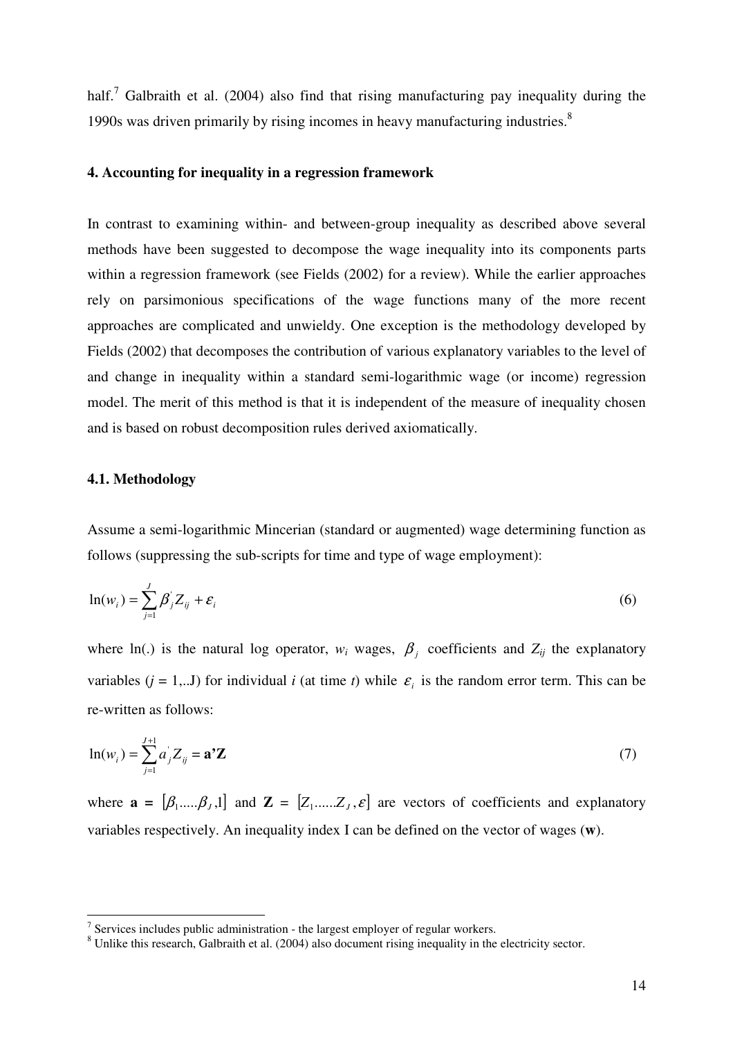half.[7] Galbraith et al. (2004) also find that rising manufacturing pay inequality during the 1990s was driven primarily by rising incomes in heavy manufacturing industries.[8]

### 4. Accounting for inequality in a regression framework

In contrast to examining within- and between-group inequality as described above several methods have been suggested to decompose the wage inequality into its components parts within a regression framework (see Fields (2002) for a review). While the earlier approaches rely on parsimonious specifications of the wage functions many of the more recent approaches are complicated and unwieldy. One exception is the methodology developed by Fields (2002) that decomposes the contribution of various explanatory variables to the level of and change in inequality within a standard semi-logarithmic wage (or income) regression model. The merit of this method is that it is independent of the measure of inequality chosen and is based on robust decomposition rules derived axiomatically.

#### 4.1. Methodology

Assume a semi-logarithmic Mincerian (standard or augmented) wage determining function as follows (suppressing the sub-scripts for time and type of wage employment):

$$\ln(w_i) = \sum_{j=1}^{J} \beta_j^{'} Z_{ij} + \varepsilon_i \tag{6}$$

where ln(.) is the natural log operator, $w_i$ wages, $\beta_j$ coefficients and $Z_{ij}$ the explanatory variables ($j$ = 1,..J) for individual $i$ (at time $t$) while $\varepsilon_i$ is the random error term. This can be re-written as follows:

$$\ln(w_i) = \sum_{j=1}^{J+1} a_j^{'} Z_{ij} = \mathbf{a'Z} \tag{7}$$

where $\mathbf{a} = [\beta_1 .....\beta_J, 1]$ and $\mathbf{Z} = [Z_1......Z_J, \varepsilon]$ are vectors of coefficients and explanatory variables respectively. An inequality index I can be defined on the vector of wages (**w**).

---

[7] Services includes public administration - the largest employer of regular workers.

[8] Unlike this research, Galbraith et al. (2004) also document rising inequality in the electricity sector.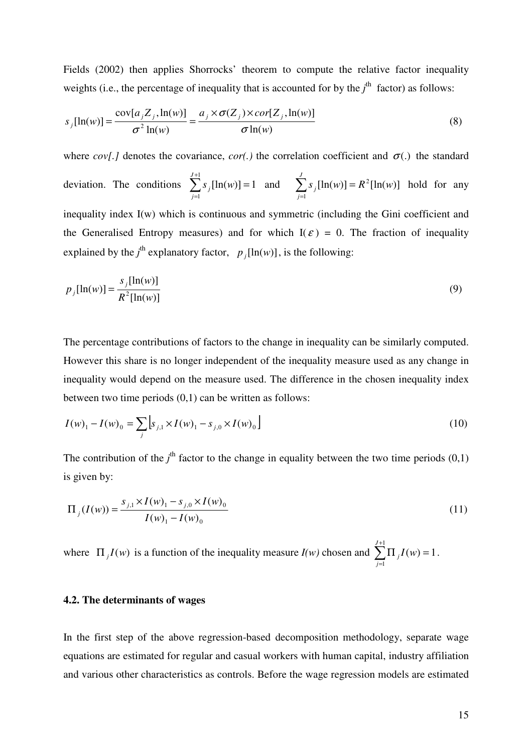Fields (2002) then applies Shorrocks' theorem to compute the relative factor inequality weights (i.e., the percentage of inequality that is accounted for by the $j^{\text{th}}$ factor) as follows:

$$s_j[\ln(w)] = \frac{\text{cov}[a_j Z_j, \ln(w)]}{\sigma^2 \ln(w)} = \frac{a_j \times \sigma(Z_j) \times cor[Z_j, \ln(w)]}{\sigma \ln(w)} \tag{8}$$

where *cov[.]* denotes the covariance, *cor(.)* the correlation coefficient and $\sigma(.)$ the standard deviation. The conditions $\sum_{j=1}^{J+1} s_j[\ln(w)] = 1$ and $\sum_{j=1}^{J} s_j[\ln(w)] = R^2[\ln(w)]$ hold for any inequality index I(w) which is continuous and symmetric (including the Gini coefficient and the Generalised Entropy measures) and for which $I(\varepsilon) = 0$. The fraction of inequality explained by the $j^{\text{th}}$ explanatory factor, $p_j[\ln(w)]$, is the following:

$$p_j[\ln(w)] = \frac{s_j[\ln(w)]}{R^2[\ln(w)]} \tag{9}$$

The percentage contributions of factors to the change in inequality can be similarly computed. However this share is no longer independent of the inequality measure used as any change in inequality would depend on the measure used. The difference in the chosen inequality index between two time periods (0,1) can be written as follows:

$$I(w)_1 - I(w)_0 = \sum_j \left[ s_{j,1} \times I(w)_1 - s_{j,0} \times I(w)_0 \right] \tag{10}$$

The contribution of the $j^{\text{th}}$ factor to the change in equality between the two time periods (0,1) is given by:

$$\Pi_j(I(w)) = \frac{s_{j,1} \times I(w)_1 - s_{j,0} \times I(w)_0}{I(w)_1 - I(w)_0} \tag{11}$$

where $\Pi_j I(w)$ is a function of the inequality measure *I(w)* chosen and $\sum_{j=1}^{J+1} \Pi_j I(w) = 1$.

### 4.2. The determinants of wages

In the first step of the above regression-based decomposition methodology, separate wage equations are estimated for regular and casual workers with human capital, industry affiliation and various other characteristics as controls. Before the wage regression models are estimated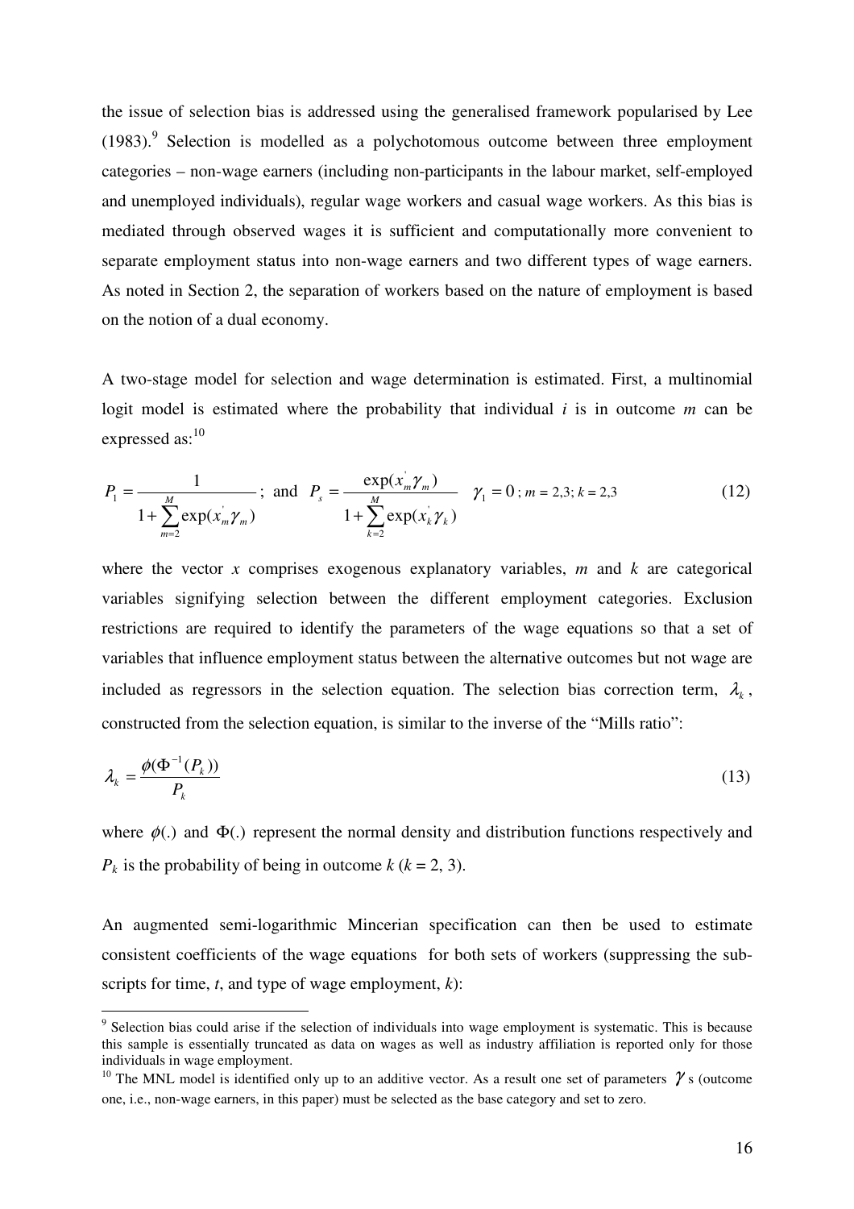the issue of selection bias is addressed using the generalised framework popularised by Lee (1983).[9] Selection is modelled as a polychotomous outcome between three employment categories – non-wage earners (including non-participants in the labour market, self-employed and unemployed individuals), regular wage workers and casual wage workers. As this bias is mediated through observed wages it is sufficient and computationally more convenient to separate employment status into non-wage earners and two different types of wage earners. As noted in Section 2, the separation of workers based on the nature of employment is based on the notion of a dual economy.

A two-stage model for selection and wage determination is estimated. First, a multinomial logit model is estimated where the probability that individual *i* is in outcome *m* can be expressed as:[10]

$$P_1 = \frac{1}{1+\sum_{m=2}^{M}\exp(x_m^{'}\gamma_m)}\text{; and } P_s = \frac{\exp(x_m^{'}\gamma_m)}{1+\sum_{k=2}^{M}\exp(x_k^{'}\gamma_k)} \quad \gamma_1 = 0\text{; } m = 2,3;\ k = 2,3 \tag{12}$$

where the vector *x* comprises exogenous explanatory variables, *m* and *k* are categorical variables signifying selection between the different employment categories. Exclusion restrictions are required to identify the parameters of the wage equations so that a set of variables that influence employment status between the alternative outcomes but not wage are included as regressors in the selection equation. The selection bias correction term, $\lambda_k$, constructed from the selection equation, is similar to the inverse of the "Mills ratio":

$$\lambda_k = \frac{\phi(\Phi^{-1}(P_k))}{P_k} \tag{13}$$

where $\phi(.)$ and $\Phi(.)$ represent the normal density and distribution functions respectively and $P_k$ is the probability of being in outcome *k* (*k* = 2, 3).

An augmented semi-logarithmic Mincerian specification can then be used to estimate consistent coefficients of the wage equations for both sets of workers (suppressing the sub-scripts for time, *t*, and type of wage employment, *k*):

---

[9] Selection bias could arise if the selection of individuals into wage employment is systematic. This is because this sample is essentially truncated as data on wages as well as industry affiliation is reported only for those individuals in wage employment.

[10] The MNL model is identified only up to an additive vector. As a result one set of parameters $\gamma$ s (outcome one, i.e., non-wage earners, in this paper) must be selected as the base category and set to zero.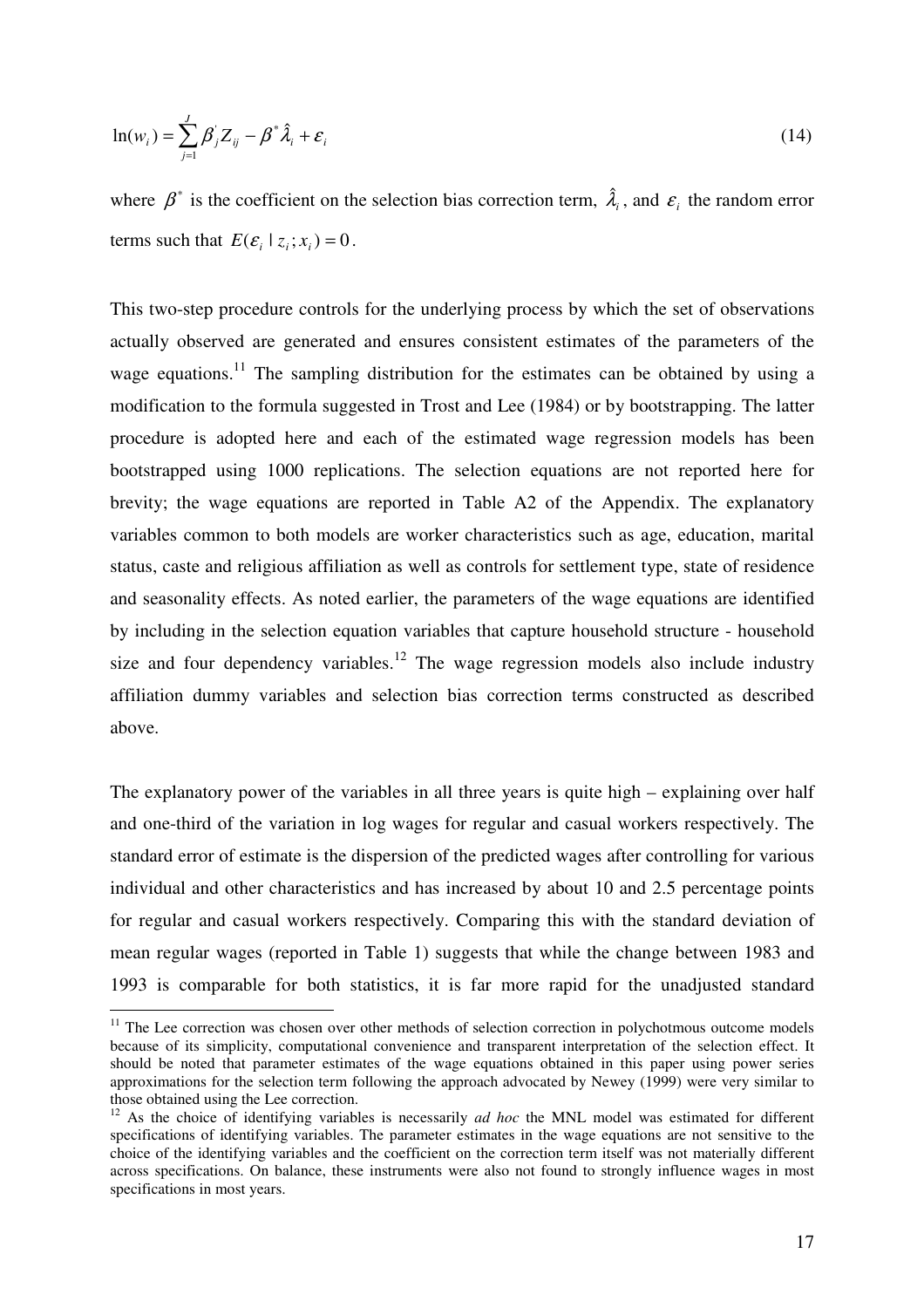$$\ln(w_i) = \sum_{j=1}^{J} \beta_j^{'} Z_{ij} - \beta^* \hat{\lambda}_i + \varepsilon_i \tag{14}$$

where $\beta^*$ is the coefficient on the selection bias correction term, $\hat{\lambda}_i$, and $\varepsilon_i$ the random error terms such that $E(\varepsilon_i \mid z_i; x_i) = 0$.

This two-step procedure controls for the underlying process by which the set of observations actually observed are generated and ensures consistent estimates of the parameters of the wage equations.[11] The sampling distribution for the estimates can be obtained by using a modification to the formula suggested in Trost and Lee (1984) or by bootstrapping. The latter procedure is adopted here and each of the estimated wage regression models has been bootstrapped using 1000 replications. The selection equations are not reported here for brevity; the wage equations are reported in Table A2 of the Appendix. The explanatory variables common to both models are worker characteristics such as age, education, marital status, caste and religious affiliation as well as controls for settlement type, state of residence and seasonality effects. As noted earlier, the parameters of the wage equations are identified by including in the selection equation variables that capture household structure - household size and four dependency variables.[12] The wage regression models also include industry affiliation dummy variables and selection bias correction terms constructed as described above.

The explanatory power of the variables in all three years is quite high – explaining over half and one-third of the variation in log wages for regular and casual workers respectively. The standard error of estimate is the dispersion of the predicted wages after controlling for various individual and other characteristics and has increased by about 10 and 2.5 percentage points for regular and casual workers respectively. Comparing this with the standard deviation of mean regular wages (reported in Table 1) suggests that while the change between 1983 and 1993 is comparable for both statistics, it is far more rapid for the unadjusted standard

[11] The Lee correction was chosen over other methods of selection correction in polychotmous outcome models because of its simplicity, computational convenience and transparent interpretation of the selection effect. It should be noted that parameter estimates of the wage equations obtained in this paper using power series approximations for the selection term following the approach advocated by Newey (1999) were very similar to those obtained using the Lee correction.

[12] As the choice of identifying variables is necessarily *ad hoc* the MNL model was estimated for different specifications of identifying variables. The parameter estimates in the wage equations are not sensitive to the choice of the identifying variables and the coefficient on the correction term itself was not materially different across specifications. On balance, these instruments were also not found to strongly influence wages in most specifications in most years.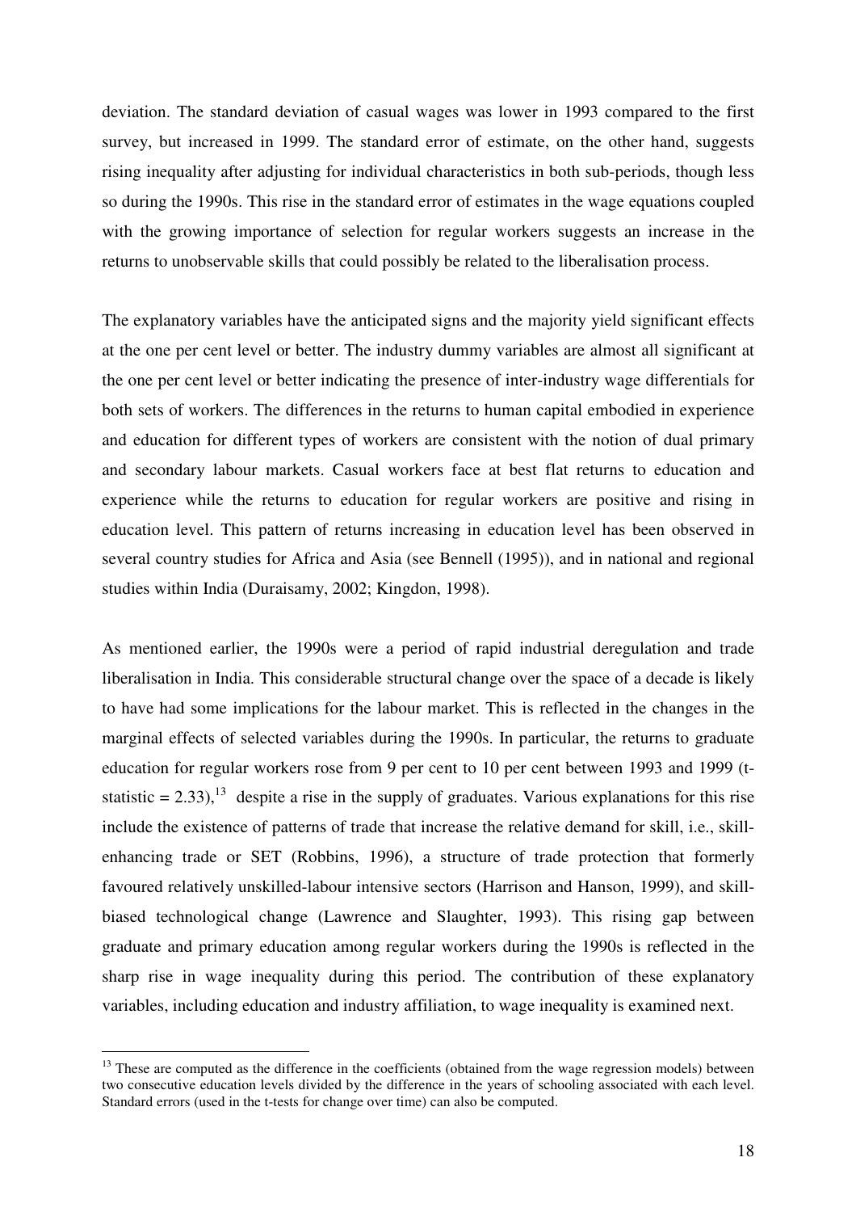deviation. The standard deviation of casual wages was lower in 1993 compared to the first survey, but increased in 1999. The standard error of estimate, on the other hand, suggests rising inequality after adjusting for individual characteristics in both sub-periods, though less so during the 1990s. This rise in the standard error of estimates in the wage equations coupled with the growing importance of selection for regular workers suggests an increase in the returns to unobservable skills that could possibly be related to the liberalisation process.

The explanatory variables have the anticipated signs and the majority yield significant effects at the one per cent level or better. The industry dummy variables are almost all significant at the one per cent level or better indicating the presence of inter-industry wage differentials for both sets of workers. The differences in the returns to human capital embodied in experience and education for different types of workers are consistent with the notion of dual primary and secondary labour markets. Casual workers face at best flat returns to education and experience while the returns to education for regular workers are positive and rising in education level. This pattern of returns increasing in education level has been observed in several country studies for Africa and Asia (see Bennell (1995)), and in national and regional studies within India (Duraisamy, 2002; Kingdon, 1998).

As mentioned earlier, the 1990s were a period of rapid industrial deregulation and trade liberalisation in India. This considerable structural change over the space of a decade is likely to have had some implications for the labour market. This is reflected in the changes in the marginal effects of selected variables during the 1990s. In particular, the returns to graduate education for regular workers rose from 9 per cent to 10 per cent between 1993 and 1999 (t-statistic = 2.33),[13] despite a rise in the supply of graduates. Various explanations for this rise include the existence of patterns of trade that increase the relative demand for skill, i.e., skill-enhancing trade or SET (Robbins, 1996), a structure of trade protection that formerly favoured relatively unskilled-labour intensive sectors (Harrison and Hanson, 1999), and skill-biased technological change (Lawrence and Slaughter, 1993). This rising gap between graduate and primary education among regular workers during the 1990s is reflected in the sharp rise in wage inequality during this period. The contribution of these explanatory variables, including education and industry affiliation, to wage inequality is examined next.

[13] These are computed as the difference in the coefficients (obtained from the wage regression models) between two consecutive education levels divided by the difference in the years of schooling associated with each level. Standard errors (used in the t-tests for change over time) can also be computed.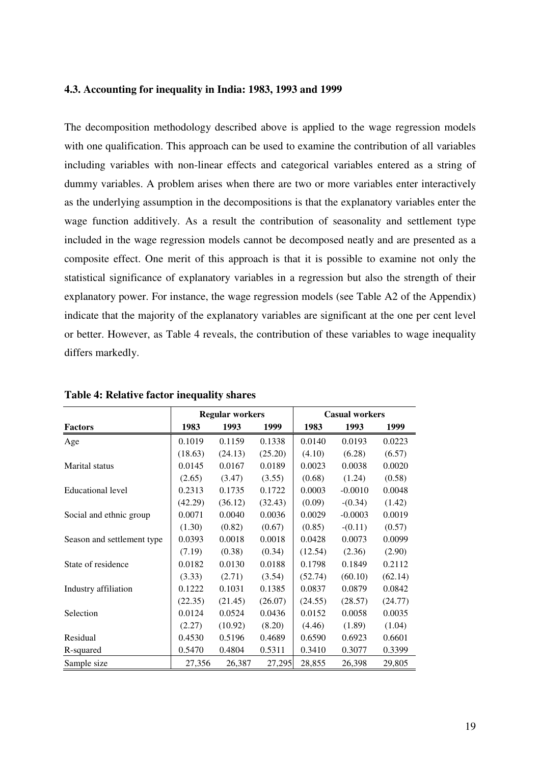### 4.3. Accounting for inequality in India: 1983, 1993 and 1999

The decomposition methodology described above is applied to the wage regression models with one qualification. This approach can be used to examine the contribution of all variables including variables with non-linear effects and categorical variables entered as a string of dummy variables. A problem arises when there are two or more variables enter interactively as the underlying assumption in the decompositions is that the explanatory variables enter the wage function additively. As a result the contribution of seasonality and settlement type included in the wage regression models cannot be decomposed neatly and are presented as a composite effect. One merit of this approach is that it is possible to examine not only the statistical significance of explanatory variables in a regression but also the strength of their explanatory power. For instance, the wage regression models (see Table A2 of the Appendix) indicate that the majority of the explanatory variables are significant at the one per cent level or better. However, as Table 4 reveals, the contribution of these variables to wage inequality differs markedly.

**Table 4: Relative factor inequality shares**

| | Regular workers | | | Casual workers | | |
|---|---|---|---|---|---|---|
| **Factors** | **1983** | **1993** | **1999** | **1983** | **1993** | **1999** |
| Age | 0.1019 | 0.1159 | 0.1338 | 0.0140 | 0.0193 | 0.0223 |
| | (18.63) | (24.13) | (25.20) | (4.10) | (6.28) | (6.57) |
| Marital status | 0.0145 | 0.0167 | 0.0189 | 0.0023 | 0.0038 | 0.0020 |
| | (2.65) | (3.47) | (3.55) | (0.68) | (1.24) | (0.58) |
| Educational level | 0.2313 | 0.1735 | 0.1722 | 0.0003 | -0.0010 | 0.0048 |
| | (42.29) | (36.12) | (32.43) | (0.09) | -(0.34) | (1.42) |
| Social and ethnic group | 0.0071 | 0.0040 | 0.0036 | 0.0029 | -0.0003 | 0.0019 |
| | (1.30) | (0.82) | (0.67) | (0.85) | -(0.11) | (0.57) |
| Season and settlement type | 0.0393 | 0.0018 | 0.0018 | 0.0428 | 0.0073 | 0.0099 |
| | (7.19) | (0.38) | (0.34) | (12.54) | (2.36) | (2.90) |
| State of residence | 0.0182 | 0.0130 | 0.0188 | 0.1798 | 0.1849 | 0.2112 |
| | (3.33) | (2.71) | (3.54) | (52.74) | (60.10) | (62.14) |
| Industry affiliation | 0.1222 | 0.1031 | 0.1385 | 0.0837 | 0.0879 | 0.0842 |
| | (22.35) | (21.45) | (26.07) | (24.55) | (28.57) | (24.77) |
| Selection | 0.0124 | 0.0524 | 0.0436 | 0.0152 | 0.0058 | 0.0035 |
| | (2.27) | (10.92) | (8.20) | (4.46) | (1.89) | (1.04) |
| Residual | 0.4530 | 0.5196 | 0.4689 | 0.6590 | 0.6923 | 0.6601 |
| R-squared | 0.5470 | 0.4804 | 0.5311 | 0.3410 | 0.3077 | 0.3399 |
| Sample size | 27,356 | 26,387 | 27,295 | 28,855 | 26,398 | 29,805 |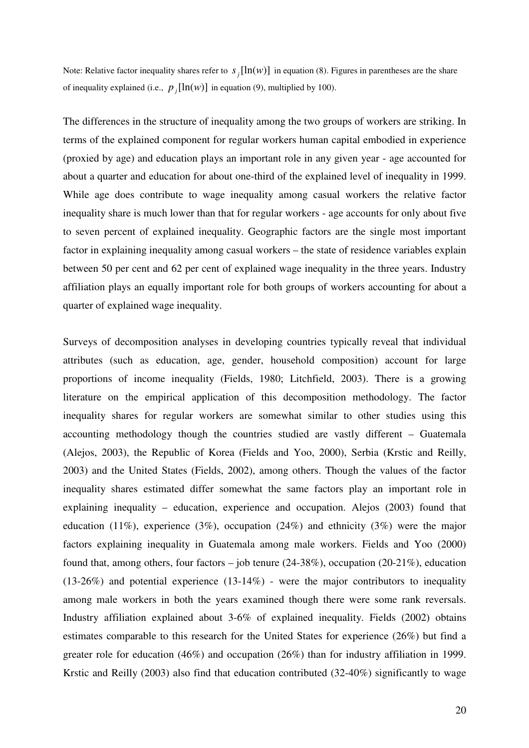Note: Relative factor inequality shares refer to $s_j[\ln(w)]$ in equation (8). Figures in parentheses are the share of inequality explained (i.e., $p_j[\ln(w)]$ in equation (9), multiplied by 100).

The differences in the structure of inequality among the two groups of workers are striking. In terms of the explained component for regular workers human capital embodied in experience (proxied by age) and education plays an important role in any given year - age accounted for about a quarter and education for about one-third of the explained level of inequality in 1999. While age does contribute to wage inequality among casual workers the relative factor inequality share is much lower than that for regular workers - age accounts for only about five to seven percent of explained inequality. Geographic factors are the single most important factor in explaining inequality among casual workers – the state of residence variables explain between 50 per cent and 62 per cent of explained wage inequality in the three years. Industry affiliation plays an equally important role for both groups of workers accounting for about a quarter of explained wage inequality.

Surveys of decomposition analyses in developing countries typically reveal that individual attributes (such as education, age, gender, household composition) account for large proportions of income inequality (Fields, 1980; Litchfield, 2003). There is a growing literature on the empirical application of this decomposition methodology. The factor inequality shares for regular workers are somewhat similar to other studies using this accounting methodology though the countries studied are vastly different – Guatemala (Alejos, 2003), the Republic of Korea (Fields and Yoo, 2000), Serbia (Krstic and Reilly, 2003) and the United States (Fields, 2002), among others. Though the values of the factor inequality shares estimated differ somewhat the same factors play an important role in explaining inequality – education, experience and occupation. Alejos (2003) found that education (11%), experience (3%), occupation (24%) and ethnicity (3%) were the major factors explaining inequality in Guatemala among male workers. Fields and Yoo (2000) found that, among others, four factors – job tenure (24-38%), occupation (20-21%), education (13-26%) and potential experience (13-14%) - were the major contributors to inequality among male workers in both the years examined though there were some rank reversals. Industry affiliation explained about 3-6% of explained inequality. Fields (2002) obtains estimates comparable to this research for the United States for experience (26%) but find a greater role for education (46%) and occupation (26%) than for industry affiliation in 1999. Krstic and Reilly (2003) also find that education contributed (32-40%) significantly to wage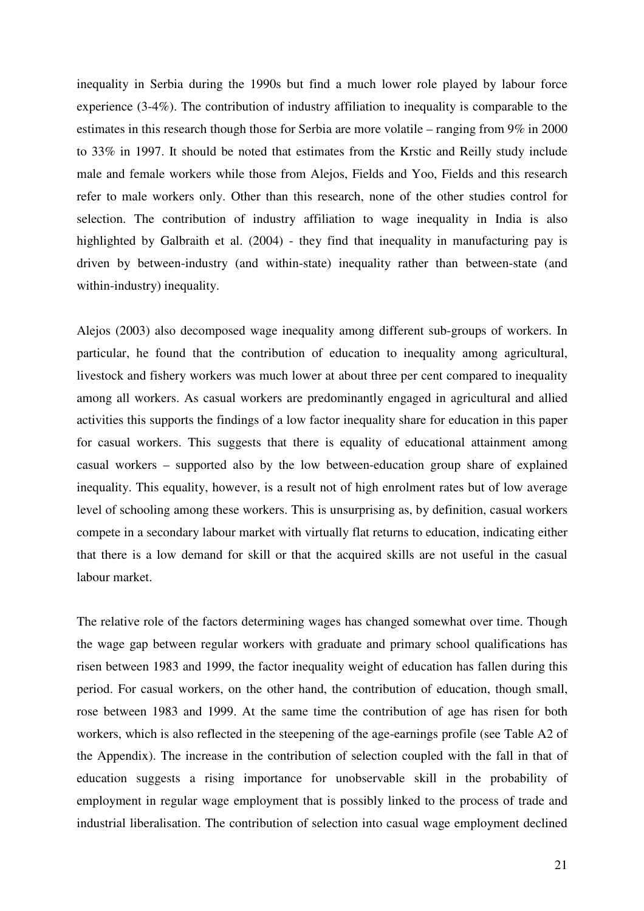inequality in Serbia during the 1990s but find a much lower role played by labour force experience (3-4%). The contribution of industry affiliation to inequality is comparable to the estimates in this research though those for Serbia are more volatile – ranging from 9% in 2000 to 33% in 1997. It should be noted that estimates from the Krstic and Reilly study include male and female workers while those from Alejos, Fields and Yoo, Fields and this research refer to male workers only. Other than this research, none of the other studies control for selection. The contribution of industry affiliation to wage inequality in India is also highlighted by Galbraith et al. (2004) - they find that inequality in manufacturing pay is driven by between-industry (and within-state) inequality rather than between-state (and within-industry) inequality.

Alejos (2003) also decomposed wage inequality among different sub-groups of workers. In particular, he found that the contribution of education to inequality among agricultural, livestock and fishery workers was much lower at about three per cent compared to inequality among all workers. As casual workers are predominantly engaged in agricultural and allied activities this supports the findings of a low factor inequality share for education in this paper for casual workers. This suggests that there is equality of educational attainment among casual workers – supported also by the low between-education group share of explained inequality. This equality, however, is a result not of high enrolment rates but of low average level of schooling among these workers. This is unsurprising as, by definition, casual workers compete in a secondary labour market with virtually flat returns to education, indicating either that there is a low demand for skill or that the acquired skills are not useful in the casual labour market.

The relative role of the factors determining wages has changed somewhat over time. Though the wage gap between regular workers with graduate and primary school qualifications has risen between 1983 and 1999, the factor inequality weight of education has fallen during this period. For casual workers, on the other hand, the contribution of education, though small, rose between 1983 and 1999. At the same time the contribution of age has risen for both workers, which is also reflected in the steepening of the age-earnings profile (see Table A2 of the Appendix). The increase in the contribution of selection coupled with the fall in that of education suggests a rising importance for unobservable skill in the probability of employment in regular wage employment that is possibly linked to the process of trade and industrial liberalisation. The contribution of selection into casual wage employment declined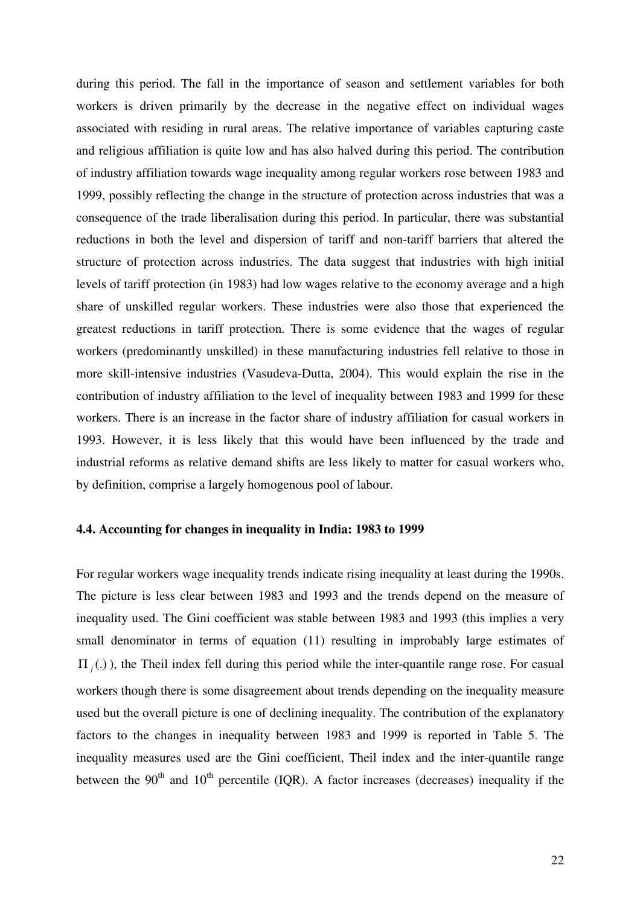during this period. The fall in the importance of season and settlement variables for both workers is driven primarily by the decrease in the negative effect on individual wages associated with residing in rural areas. The relative importance of variables capturing caste and religious affiliation is quite low and has also halved during this period. The contribution of industry affiliation towards wage inequality among regular workers rose between 1983 and 1999, possibly reflecting the change in the structure of protection across industries that was a consequence of the trade liberalisation during this period. In particular, there was substantial reductions in both the level and dispersion of tariff and non-tariff barriers that altered the structure of protection across industries. The data suggest that industries with high initial levels of tariff protection (in 1983) had low wages relative to the economy average and a high share of unskilled regular workers. These industries were also those that experienced the greatest reductions in tariff protection. There is some evidence that the wages of regular workers (predominantly unskilled) in these manufacturing industries fell relative to those in more skill-intensive industries (Vasudeva-Dutta, 2004). This would explain the rise in the contribution of industry affiliation to the level of inequality between 1983 and 1999 for these workers. There is an increase in the factor share of industry affiliation for casual workers in 1993. However, it is less likely that this would have been influenced by the trade and industrial reforms as relative demand shifts are less likely to matter for casual workers who, by definition, comprise a largely homogenous pool of labour.

### 4.4. Accounting for changes in inequality in India: 1983 to 1999

For regular workers wage inequality trends indicate rising inequality at least during the 1990s. The picture is less clear between 1983 and 1993 and the trends depend on the measure of inequality used. The Gini coefficient was stable between 1983 and 1993 (this implies a very small denominator in terms of equation (11) resulting in improbably large estimates of $\Pi_j(.)$ ), the Theil index fell during this period while the inter-quantile range rose. For casual workers though there is some disagreement about trends depending on the inequality measure used but the overall picture is one of declining inequality. The contribution of the explanatory factors to the changes in inequality between 1983 and 1999 is reported in Table 5. The inequality measures used are the Gini coefficient, Theil index and the inter-quantile range between the 90th and 10th percentile (IQR). A factor increases (decreases) inequality if the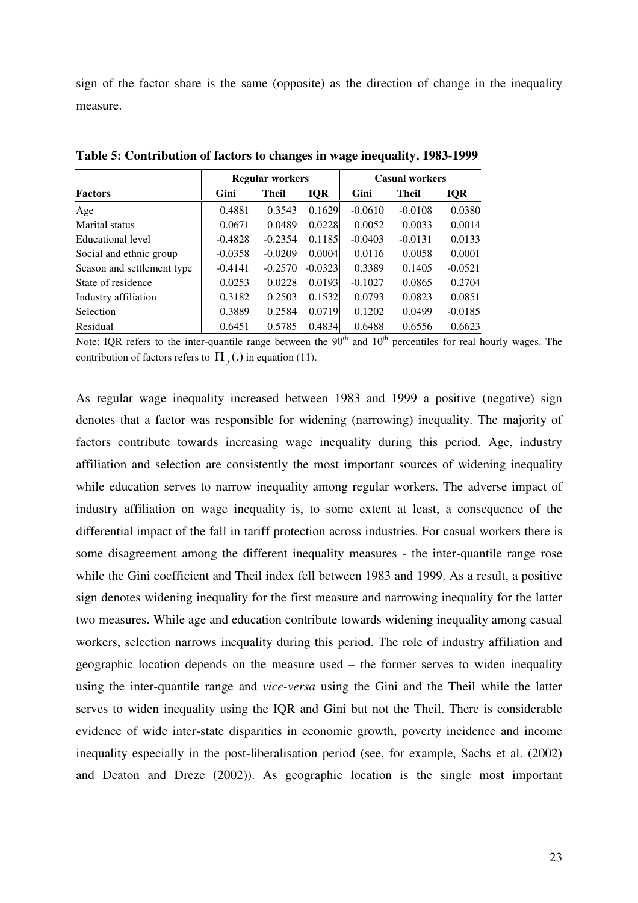sign of the factor share is the same (opposite) as the direction of change in the inequality measure.

**Table 5: Contribution of factors to changes in wage inequality, 1983-1999**

| | Regular workers | | | Casual workers | | |
|---|---|---|---|---|---|---|
| **Factors** | **Gini** | **Theil** | **IQR** | **Gini** | **Theil** | **IQR** |
| Age | 0.4881 | 0.3543 | 0.1629 | -0.0610 | -0.0108 | 0.0380 |
| Marital status | 0.0671 | 0.0489 | 0.0228 | 0.0052 | 0.0033 | 0.0014 |
| Educational level | -0.4828 | -0.2354 | 0.1185 | -0.0403 | -0.0131 | 0.0133 |
| Social and ethnic group | -0.0358 | -0.0209 | 0.0004 | 0.0116 | 0.0058 | 0.0001 |
| Season and settlement type | -0.4141 | -0.2570 | -0.0323 | 0.3389 | 0.1405 | -0.0521 |
| State of residence | 0.0253 | 0.0228 | 0.0193 | -0.1027 | 0.0865 | 0.2704 |
| Industry affiliation | 0.3182 | 0.2503 | 0.1532 | 0.0793 | 0.0823 | 0.0851 |
| Selection | 0.3889 | 0.2584 | 0.0719 | 0.1202 | 0.0499 | -0.0185 |
| Residual | 0.6451 | 0.5785 | 0.4834 | 0.6488 | 0.6556 | 0.6623 |

Note: IQR refers to the inter-quantile range between the $90^{th}$ and $10^{th}$ percentiles for real hourly wages. The contribution of factors refers to $\Pi_j(.)$ in equation (11).

As regular wage inequality increased between 1983 and 1999 a positive (negative) sign denotes that a factor was responsible for widening (narrowing) inequality. The majority of factors contribute towards increasing wage inequality during this period. Age, industry affiliation and selection are consistently the most important sources of widening inequality while education serves to narrow inequality among regular workers. The adverse impact of industry affiliation on wage inequality is, to some extent at least, a consequence of the differential impact of the fall in tariff protection across industries. For casual workers there is some disagreement among the different inequality measures - the inter-quantile range rose while the Gini coefficient and Theil index fell between 1983 and 1999. As a result, a positive sign denotes widening inequality for the first measure and narrowing inequality for the latter two measures. While age and education contribute towards widening inequality among casual workers, selection narrows inequality during this period. The role of industry affiliation and geographic location depends on the measure used – the former serves to widen inequality using the inter-quantile range and *vice-versa* using the Gini and the Theil while the latter serves to widen inequality using the IQR and Gini but not the Theil. There is considerable evidence of wide inter-state disparities in economic growth, poverty incidence and income inequality especially in the post-liberalisation period (see, for example, Sachs et al. (2002) and Deaton and Dreze (2002)). As geographic location is the single most important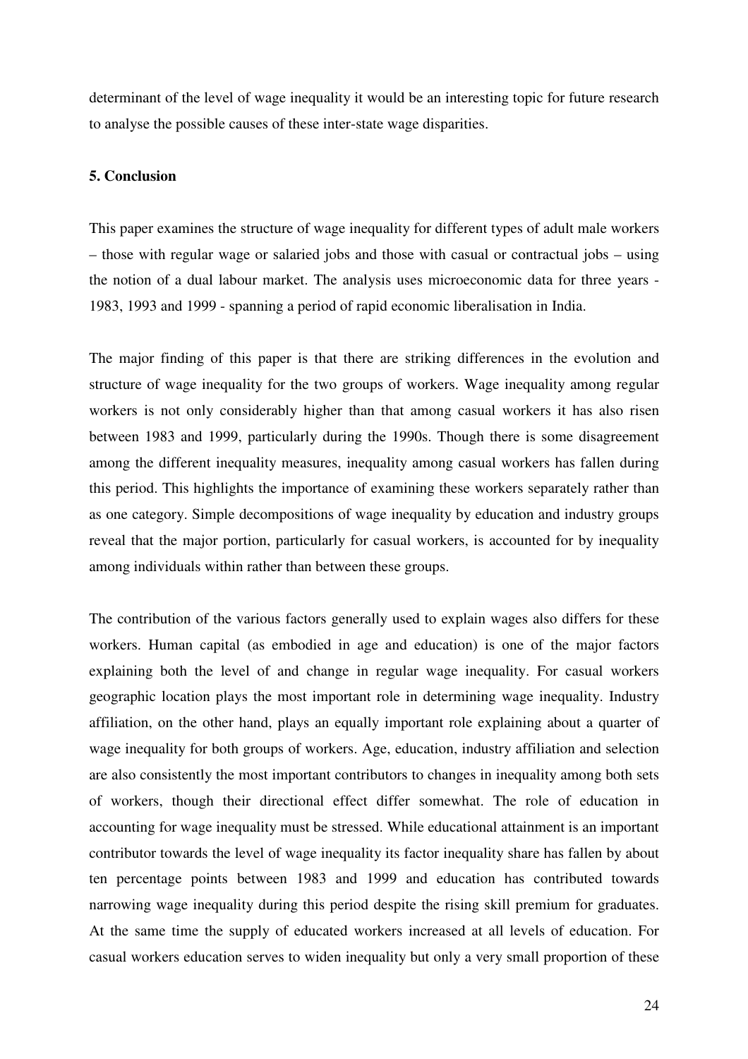determinant of the level of wage inequality it would be an interesting topic for future research to analyse the possible causes of these inter-state wage disparities.

**5. Conclusion**

This paper examines the structure of wage inequality for different types of adult male workers – those with regular wage or salaried jobs and those with casual or contractual jobs – using the notion of a dual labour market. The analysis uses microeconomic data for three years - 1983, 1993 and 1999 - spanning a period of rapid economic liberalisation in India.

The major finding of this paper is that there are striking differences in the evolution and structure of wage inequality for the two groups of workers. Wage inequality among regular workers is not only considerably higher than that among casual workers it has also risen between 1983 and 1999, particularly during the 1990s. Though there is some disagreement among the different inequality measures, inequality among casual workers has fallen during this period. This highlights the importance of examining these workers separately rather than as one category. Simple decompositions of wage inequality by education and industry groups reveal that the major portion, particularly for casual workers, is accounted for by inequality among individuals within rather than between these groups.

The contribution of the various factors generally used to explain wages also differs for these workers. Human capital (as embodied in age and education) is one of the major factors explaining both the level of and change in regular wage inequality. For casual workers geographic location plays the most important role in determining wage inequality. Industry affiliation, on the other hand, plays an equally important role explaining about a quarter of wage inequality for both groups of workers. Age, education, industry affiliation and selection are also consistently the most important contributors to changes in inequality among both sets of workers, though their directional effect differ somewhat. The role of education in accounting for wage inequality must be stressed. While educational attainment is an important contributor towards the level of wage inequality its factor inequality share has fallen by about ten percentage points between 1983 and 1999 and education has contributed towards narrowing wage inequality during this period despite the rising skill premium for graduates. At the same time the supply of educated workers increased at all levels of education. For casual workers education serves to widen inequality but only a very small proportion of these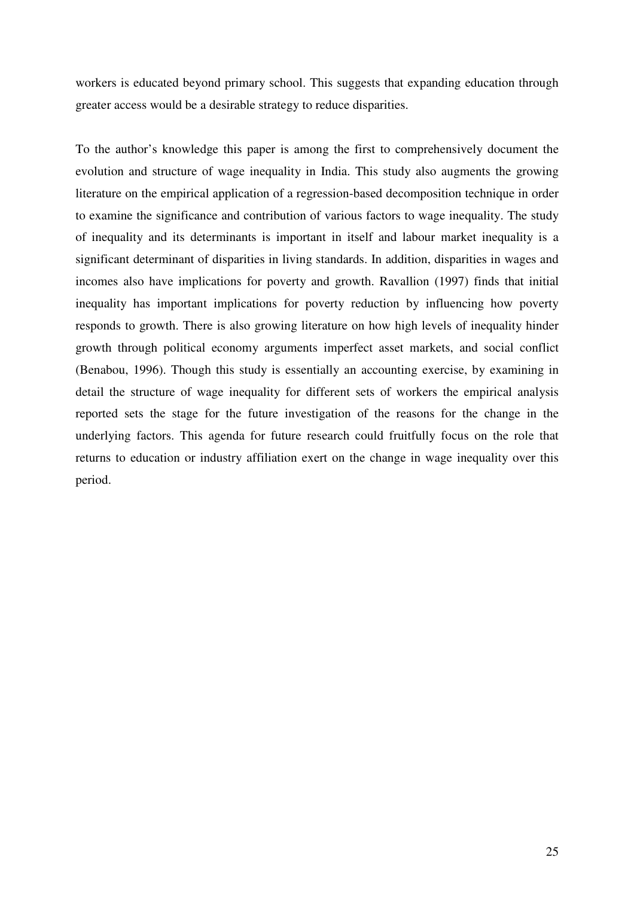workers is educated beyond primary school. This suggests that expanding education through greater access would be a desirable strategy to reduce disparities.

To the author's knowledge this paper is among the first to comprehensively document the evolution and structure of wage inequality in India. This study also augments the growing literature on the empirical application of a regression-based decomposition technique in order to examine the significance and contribution of various factors to wage inequality. The study of inequality and its determinants is important in itself and labour market inequality is a significant determinant of disparities in living standards. In addition, disparities in wages and incomes also have implications for poverty and growth. Ravallion (1997) finds that initial inequality has important implications for poverty reduction by influencing how poverty responds to growth. There is also growing literature on how high levels of inequality hinder growth through political economy arguments imperfect asset markets, and social conflict (Benabou, 1996). Though this study is essentially an accounting exercise, by examining in detail the structure of wage inequality for different sets of workers the empirical analysis reported sets the stage for the future investigation of the reasons for the change in the underlying factors. This agenda for future research could fruitfully focus on the role that returns to education or industry affiliation exert on the change in wage inequality over this period.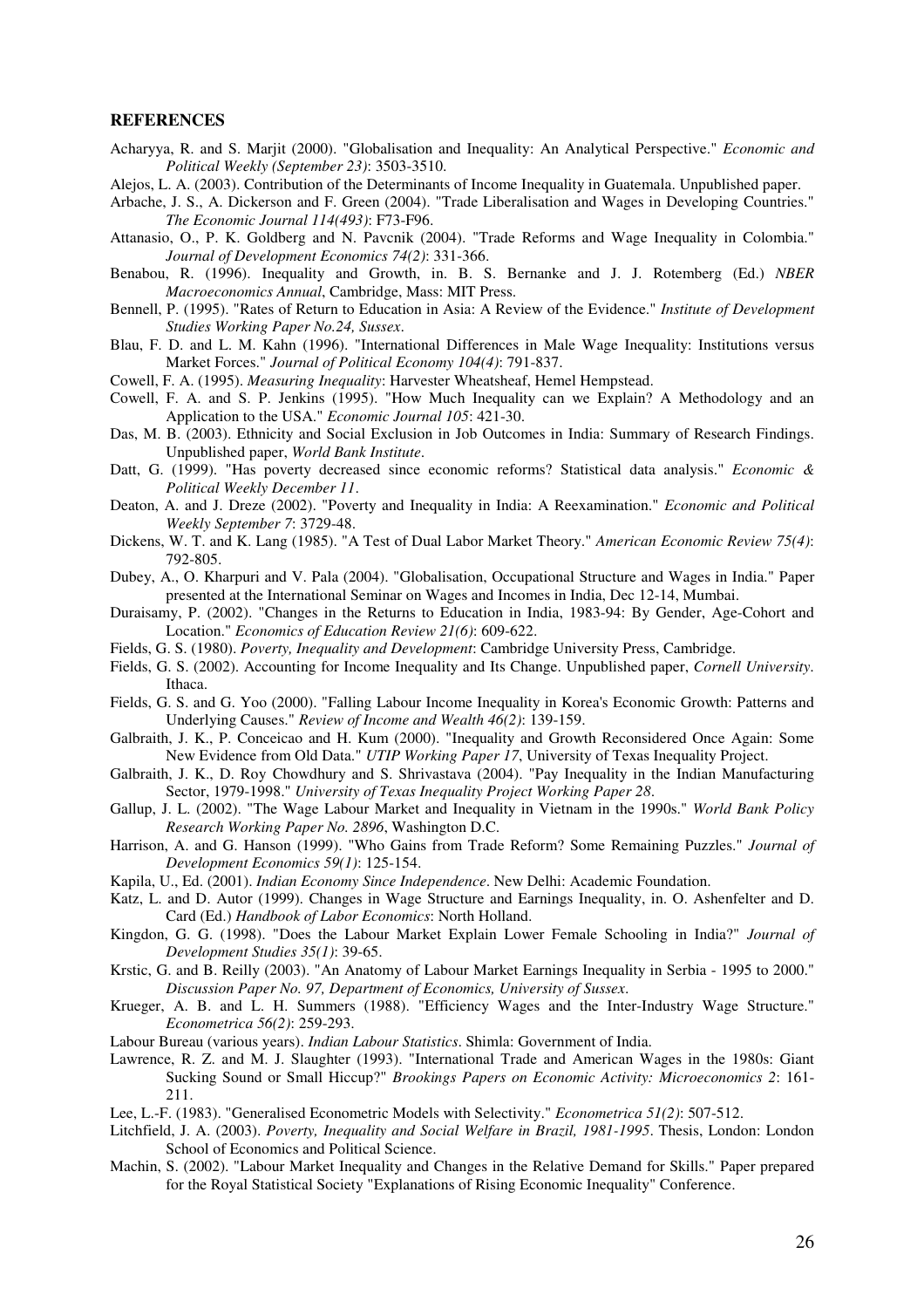## REFERENCES

Acharyya, R. and S. Marjit (2000). "Globalisation and Inequality: An Analytical Perspective." *Economic and Political Weekly (September 23)*: 3503-3510.

Alejos, L. A. (2003). Contribution of the Determinants of Income Inequality in Guatemala. Unpublished paper.

Arbache, J. S., A. Dickerson and F. Green (2004). "Trade Liberalisation and Wages in Developing Countries." *The Economic Journal 114(493)*: F73-F96.

Attanasio, O., P. K. Goldberg and N. Pavcnik (2004). "Trade Reforms and Wage Inequality in Colombia." *Journal of Development Economics 74(2)*: 331-366.

Benabou, R. (1996). Inequality and Growth, in. B. S. Bernanke and J. J. Rotemberg (Ed.) *NBER Macroeconomics Annual*, Cambridge, Mass: MIT Press.

Bennell, P. (1995). "Rates of Return to Education in Asia: A Review of the Evidence." *Institute of Development Studies Working Paper No.24, Sussex*.

Blau, F. D. and L. M. Kahn (1996). "International Differences in Male Wage Inequality: Institutions versus Market Forces." *Journal of Political Economy 104(4)*: 791-837.

Cowell, F. A. (1995). *Measuring Inequality*: Harvester Wheatsheaf, Hemel Hempstead.

Cowell, F. A. and S. P. Jenkins (1995). "How Much Inequality can we Explain? A Methodology and an Application to the USA." *Economic Journal 105*: 421-30.

Das, M. B. (2003). Ethnicity and Social Exclusion in Job Outcomes in India: Summary of Research Findings. Unpublished paper, *World Bank Institute*.

Datt, G. (1999). "Has poverty decreased since economic reforms? Statistical data analysis." *Economic & Political Weekly December 11*.

Deaton, A. and J. Dreze (2002). "Poverty and Inequality in India: A Reexamination." *Economic and Political Weekly September 7*: 3729-48.

Dickens, W. T. and K. Lang (1985). "A Test of Dual Labor Market Theory." *American Economic Review 75(4)*: 792-805.

Dubey, A., O. Kharpuri and V. Pala (2004). "Globalisation, Occupational Structure and Wages in India." Paper presented at the International Seminar on Wages and Incomes in India, Dec 12-14, Mumbai.

Duraisamy, P. (2002). "Changes in the Returns to Education in India, 1983-94: By Gender, Age-Cohort and Location." *Economics of Education Review 21(6)*: 609-622.

Fields, G. S. (1980). *Poverty, Inequality and Development*: Cambridge University Press, Cambridge.

Fields, G. S. (2002). Accounting for Income Inequality and Its Change. Unpublished paper, *Cornell University*. Ithaca.

Fields, G. S. and G. Yoo (2000). "Falling Labour Income Inequality in Korea's Economic Growth: Patterns and Underlying Causes." *Review of Income and Wealth 46(2)*: 139-159.

Galbraith, J. K., P. Conceicao and H. Kum (2000). "Inequality and Growth Reconsidered Once Again: Some New Evidence from Old Data." *UTIP Working Paper 17*, University of Texas Inequality Project.

Galbraith, J. K., D. Roy Chowdhury and S. Shrivastava (2004). "Pay Inequality in the Indian Manufacturing Sector, 1979-1998." *University of Texas Inequality Project Working Paper 28*.

Gallup, J. L. (2002). "The Wage Labour Market and Inequality in Vietnam in the 1990s." *World Bank Policy Research Working Paper No. 2896*, Washington D.C.

Harrison, A. and G. Hanson (1999). "Who Gains from Trade Reform? Some Remaining Puzzles." *Journal of Development Economics 59(1)*: 125-154.

Kapila, U., Ed. (2001). *Indian Economy Since Independence*. New Delhi: Academic Foundation.

Katz, L. and D. Autor (1999). Changes in Wage Structure and Earnings Inequality, in. O. Ashenfelter and D. Card (Ed.) *Handbook of Labor Economics*: North Holland.

Kingdon, G. G. (1998). "Does the Labour Market Explain Lower Female Schooling in India?" *Journal of Development Studies 35(1)*: 39-65.

Krstic, G. and B. Reilly (2003). "An Anatomy of Labour Market Earnings Inequality in Serbia - 1995 to 2000." *Discussion Paper No. 97, Department of Economics, University of Sussex*.

Krueger, A. B. and L. H. Summers (1988). "Efficiency Wages and the Inter-Industry Wage Structure." *Econometrica 56(2)*: 259-293.

Labour Bureau (various years). *Indian Labour Statistics*. Shimla: Government of India.

Lawrence, R. Z. and M. J. Slaughter (1993). "International Trade and American Wages in the 1980s: Giant Sucking Sound or Small Hiccup?" *Brookings Papers on Economic Activity: Microeconomics 2*: 161-211.

Lee, L.-F. (1983). "Generalised Econometric Models with Selectivity." *Econometrica 51(2)*: 507-512.

Litchfield, J. A. (2003). *Poverty, Inequality and Social Welfare in Brazil, 1981-1995*. Thesis, London: London School of Economics and Political Science.

Machin, S. (2002). "Labour Market Inequality and Changes in the Relative Demand for Skills." Paper prepared for the Royal Statistical Society "Explanations of Rising Economic Inequality" Conference.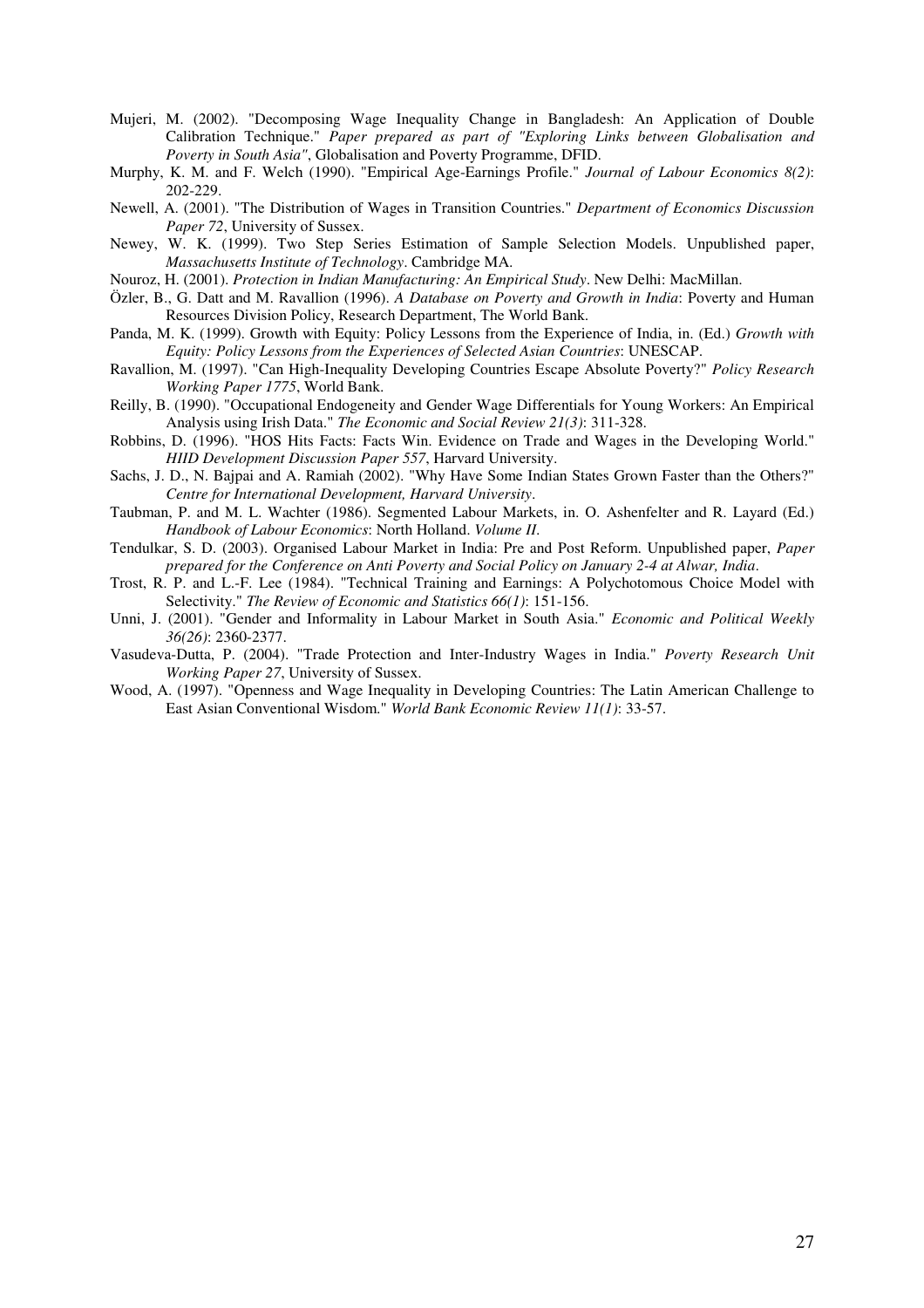Mujeri, M. (2002). "Decomposing Wage Inequality Change in Bangladesh: An Application of Double Calibration Technique." *Paper prepared as part of "Exploring Links between Globalisation and Poverty in South Asia"*, Globalisation and Poverty Programme, DFID.

Murphy, K. M. and F. Welch (1990). "Empirical Age-Earnings Profile." *Journal of Labour Economics 8(2)*: 202-229.

Newell, A. (2001). "The Distribution of Wages in Transition Countries." *Department of Economics Discussion Paper 72*, University of Sussex.

Newey, W. K. (1999). Two Step Series Estimation of Sample Selection Models. Unpublished paper, *Massachusetts Institute of Technology*. Cambridge MA.

Nouroz, H. (2001). *Protection in Indian Manufacturing: An Empirical Study*. New Delhi: MacMillan.

Özler, B., G. Datt and M. Ravallion (1996). *A Database on Poverty and Growth in India*: Poverty and Human Resources Division Policy, Research Department, The World Bank.

Panda, M. K. (1999). Growth with Equity: Policy Lessons from the Experience of India, in. (Ed.) *Growth with Equity: Policy Lessons from the Experiences of Selected Asian Countries*: UNESCAP.

Ravallion, M. (1997). "Can High-Inequality Developing Countries Escape Absolute Poverty?" *Policy Research Working Paper 1775*, World Bank.

Reilly, B. (1990). "Occupational Endogeneity and Gender Wage Differentials for Young Workers: An Empirical Analysis using Irish Data." *The Economic and Social Review 21(3)*: 311-328.

Robbins, D. (1996). "HOS Hits Facts: Facts Win. Evidence on Trade and Wages in the Developing World." *HIID Development Discussion Paper 557*, Harvard University.

Sachs, J. D., N. Bajpai and A. Ramiah (2002). "Why Have Some Indian States Grown Faster than the Others?" *Centre for International Development, Harvard University*.

Taubman, P. and M. L. Wachter (1986). Segmented Labour Markets, in. O. Ashenfelter and R. Layard (Ed.) *Handbook of Labour Economics*: North Holland. *Volume II*.

Tendulkar, S. D. (2003). Organised Labour Market in India: Pre and Post Reform. Unpublished paper, *Paper prepared for the Conference on Anti Poverty and Social Policy on January 2-4 at Alwar, India*.

Trost, R. P. and L.-F. Lee (1984). "Technical Training and Earnings: A Polychotomous Choice Model with Selectivity." *The Review of Economic and Statistics 66(1)*: 151-156.

Unni, J. (2001). "Gender and Informality in Labour Market in South Asia." *Economic and Political Weekly 36(26)*: 2360-2377.

Vasudeva-Dutta, P. (2004). "Trade Protection and Inter-Industry Wages in India." *Poverty Research Unit Working Paper 27*, University of Sussex.

Wood, A. (1997). "Openness and Wage Inequality in Developing Countries: The Latin American Challenge to East Asian Conventional Wisdom." *World Bank Economic Review 11(1)*: 33-57.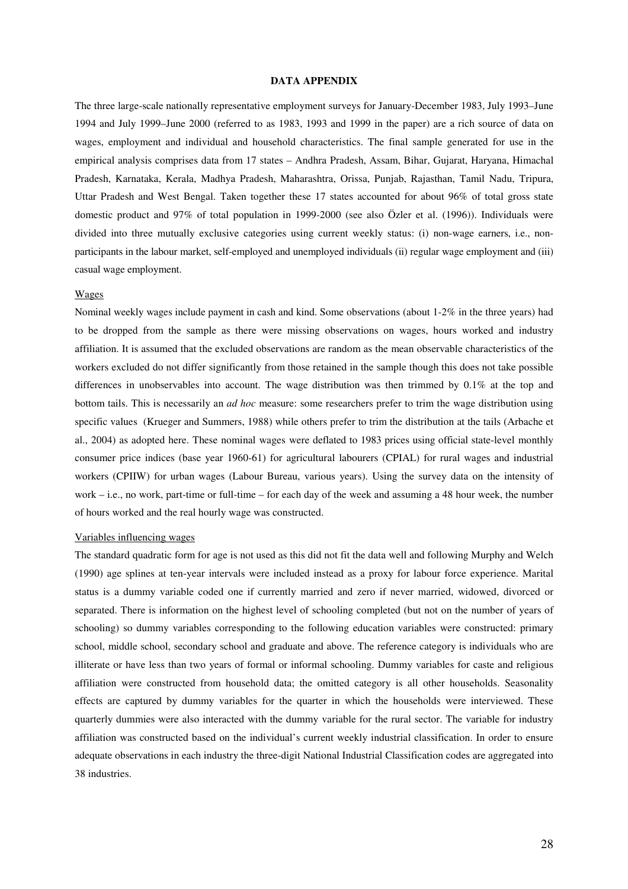# DATA APPENDIX

The three large-scale nationally representative employment surveys for January-December 1983, July 1993–June 1994 and July 1999–June 2000 (referred to as 1983, 1993 and 1999 in the paper) are a rich source of data on wages, employment and individual and household characteristics. The final sample generated for use in the empirical analysis comprises data from 17 states – Andhra Pradesh, Assam, Bihar, Gujarat, Haryana, Himachal Pradesh, Karnataka, Kerala, Madhya Pradesh, Maharashtra, Orissa, Punjab, Rajasthan, Tamil Nadu, Tripura, Uttar Pradesh and West Bengal. Taken together these 17 states accounted for about 96% of total gross state domestic product and 97% of total population in 1999-2000 (see also Özler et al. (1996)). Individuals were divided into three mutually exclusive categories using current weekly status: (i) non-wage earners, i.e., non-participants in the labour market, self-employed and unemployed individuals (ii) regular wage employment and (iii) casual wage employment.

## Wages

Nominal weekly wages include payment in cash and kind. Some observations (about 1-2% in the three years) had to be dropped from the sample as there were missing observations on wages, hours worked and industry affiliation. It is assumed that the excluded observations are random as the mean observable characteristics of the workers excluded do not differ significantly from those retained in the sample though this does not take possible differences in unobservables into account. The wage distribution was then trimmed by 0.1% at the top and bottom tails. This is necessarily an *ad hoc* measure: some researchers prefer to trim the wage distribution using specific values (Krueger and Summers, 1988) while others prefer to trim the distribution at the tails (Arbache et al., 2004) as adopted here. These nominal wages were deflated to 1983 prices using official state-level monthly consumer price indices (base year 1960-61) for agricultural labourers (CPIAL) for rural wages and industrial workers (CPIIW) for urban wages (Labour Bureau, various years). Using the survey data on the intensity of work – i.e., no work, part-time or full-time – for each day of the week and assuming a 48 hour week, the number of hours worked and the real hourly wage was constructed.

## Variables influencing wages

The standard quadratic form for age is not used as this did not fit the data well and following Murphy and Welch (1990) age splines at ten-year intervals were included instead as a proxy for labour force experience. Marital status is a dummy variable coded one if currently married and zero if never married, widowed, divorced or separated. There is information on the highest level of schooling completed (but not on the number of years of schooling) so dummy variables corresponding to the following education variables were constructed: primary school, middle school, secondary school and graduate and above. The reference category is individuals who are illiterate or have less than two years of formal or informal schooling. Dummy variables for caste and religious affiliation were constructed from household data; the omitted category is all other households. Seasonality effects are captured by dummy variables for the quarter in which the households were interviewed. These quarterly dummies were also interacted with the dummy variable for the rural sector. The variable for industry affiliation was constructed based on the individual's current weekly industrial classification. In order to ensure adequate observations in each industry the three-digit National Industrial Classification codes are aggregated into 38 industries.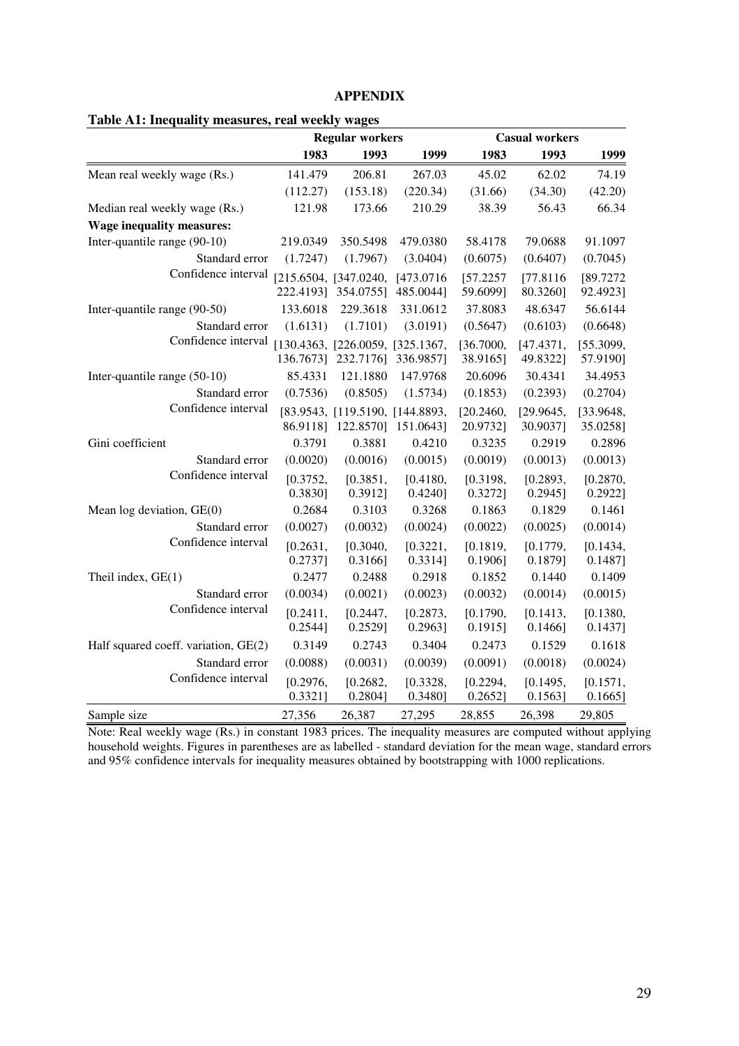## APPENDIX

**Table A1: Inequality measures, real weekly wages**

| | Regular workers | | | Casual workers | | |
|---|---|---|---|---|---|---|
| | **1983** | **1993** | **1999** | **1983** | **1993** | **1999** |
| Mean real weekly wage (Rs.) | 141.479 | 206.81 | 267.03 | 45.02 | 62.02 | 74.19 |
| | (112.27) | (153.18) | (220.34) | (31.66) | (34.30) | (42.20) |
| Median real weekly wage (Rs.) | 121.98 | 173.66 | 210.29 | 38.39 | 56.43 | 66.34 |
| **Wage inequality measures:** | | | | | | |
| Inter-quantile range (90-10) | 219.0349 | 350.5498 | 479.0380 | 58.4178 | 79.0688 | 91.1097 |
| Standard error | (1.7247) | (1.7967) | (3.0404) | (0.6075) | (0.6407) | (0.7045) |
| Confidence interval | [215.6504, 222.4193] | [347.0240, 354.0755] | [473.0716 485.0044] | [57.2257 59.6099] | [77.8116 80.3260] | [89.7272 92.4923] |
| Inter-quantile range (90-50) | 133.6018 | 229.3618 | 331.0612 | 37.8083 | 48.6347 | 56.6144 |
| Standard error | (1.6131) | (1.7101) | (3.0191) | (0.5647) | (0.6103) | (0.6648) |
| Confidence interval | [130.4363, 136.7673] | [226.0059, 232.7176] | [325.1367, 336.9857] | [36.7000, 38.9165] | [47.4371, 49.8322] | [55.3099, 57.9190] |
| Inter-quantile range (50-10) | 85.4331 | 121.1880 | 147.9768 | 20.6096 | 30.4341 | 34.4953 |
| Standard error | (0.7536) | (0.8505) | (1.5734) | (0.1853) | (0.2393) | (0.2704) |
| Confidence interval | [83.9543, 86.9118] | [119.5190, 122.8570] | [144.8893, 151.0643] | [20.2460, 20.9732] | [29.9645, 30.9037] | [33.9648, 35.0258] |
| Gini coefficient | 0.3791 | 0.3881 | 0.4210 | 0.3235 | 0.2919 | 0.2896 |
| Standard error | (0.0020) | (0.0016) | (0.0015) | (0.0019) | (0.0013) | (0.0013) |
| Confidence interval | [0.3752, 0.3830] | [0.3851, 0.3912] | [0.4180, 0.4240] | [0.3198, 0.3272] | [0.2893, 0.2945] | [0.2870, 0.2922] |
| Mean log deviation, GE(0) | 0.2684 | 0.3103 | 0.3268 | 0.1863 | 0.1829 | 0.1461 |
| Standard error | (0.0027) | (0.0032) | (0.0024) | (0.0022) | (0.0025) | (0.0014) |
| Confidence interval | [0.2631, 0.2737] | [0.3040, 0.3166] | [0.3221, 0.3314] | [0.1819, 0.1906] | [0.1779, 0.1879] | [0.1434, 0.1487] |
| Theil index, GE(1) | 0.2477 | 0.2488 | 0.2918 | 0.1852 | 0.1440 | 0.1409 |
| Standard error | (0.0034) | (0.0021) | (0.0023) | (0.0032) | (0.0014) | (0.0015) |
| Confidence interval | [0.2411, 0.2544] | [0.2447, 0.2529] | [0.2873, 0.2963] | [0.1790, 0.1915] | [0.1413, 0.1466] | [0.1380, 0.1437] |
| Half squared coeff. variation, GE(2) | 0.3149 | 0.2743 | 0.3404 | 0.2473 | 0.1529 | 0.1618 |
| Standard error | (0.0088) | (0.0031) | (0.0039) | (0.0091) | (0.0018) | (0.0024) |
| Confidence interval | [0.2976, 0.3321] | [0.2682, 0.2804] | [0.3328, 0.3480] | [0.2294, 0.2652] | [0.1495, 0.1563] | [0.1571, 0.1665] |
| Sample size | 27,356 | 26,387 | 27,295 | 28,855 | 26,398 | 29,805 |

Note: Real weekly wage (Rs.) in constant 1983 prices. The inequality measures are computed without applying household weights. Figures in parentheses are as labelled - standard deviation for the mean wage, standard errors and 95% confidence intervals for inequality measures obtained by bootstrapping with 1000 replications.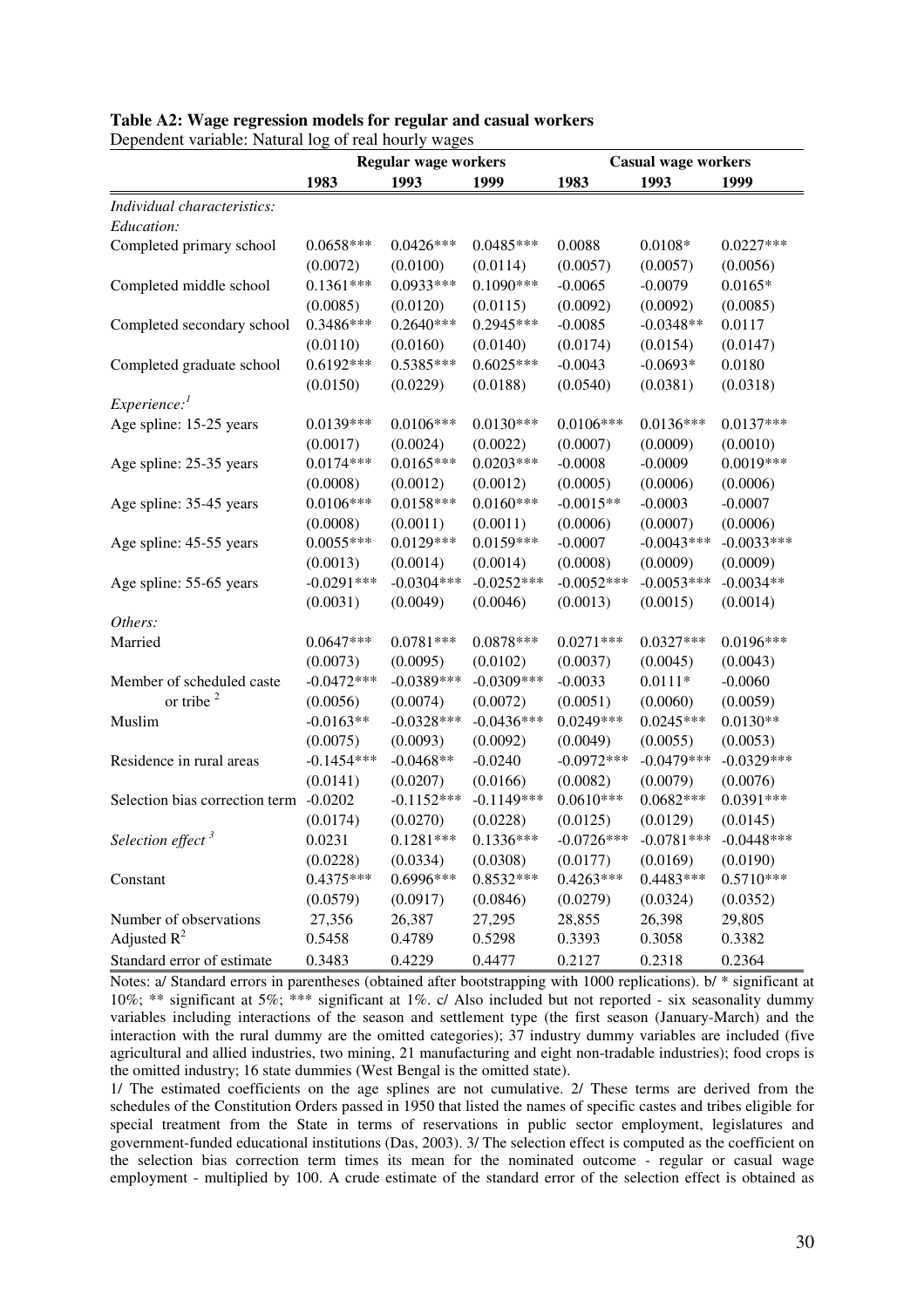**Table A2: Wage regression models for regular and casual workers**

Dependent variable: Natural log of real hourly wages

| | Regular wage workers | | | Casual wage workers | | |
|---|---|---|---|---|---|---|
| | 1983 | 1993 | 1999 | 1983 | 1993 | 1999 |
| *Individual characteristics:* | | | | | | |
| *Education:* | | | | | | |
| Completed primary school | 0.0658*** | 0.0426*** | 0.0485*** | 0.0088 | 0.0108* | 0.0227*** |
| | (0.0072) | (0.0100) | (0.0114) | (0.0057) | (0.0057) | (0.0056) |
| Completed middle school | 0.1361*** | 0.0933*** | 0.1090*** | -0.0065 | -0.0079 | 0.0165* |
| | (0.0085) | (0.0120) | (0.0115) | (0.0092) | (0.0092) | (0.0085) |
| Completed secondary school | 0.3486*** | 0.2640*** | 0.2945*** | -0.0085 | -0.0348** | 0.0117 |
| | (0.0110) | (0.0160) | (0.0140) | (0.0174) | (0.0154) | (0.0147) |
| Completed graduate school | 0.6192*** | 0.5385*** | 0.6025*** | -0.0043 | -0.0693* | 0.0180 |
| | (0.0150) | (0.0229) | (0.0188) | (0.0540) | (0.0381) | (0.0318) |
| *Experience:*[1] | | | | | | |
| Age spline: 15-25 years | 0.0139*** | 0.0106*** | 0.0130*** | 0.0106*** | 0.0136*** | 0.0137*** |
| | (0.0017) | (0.0024) | (0.0022) | (0.0007) | (0.0009) | (0.0010) |
| Age spline: 25-35 years | 0.0174*** | 0.0165*** | 0.0203*** | -0.0008 | -0.0009 | 0.0019*** |
| | (0.0008) | (0.0012) | (0.0012) | (0.0005) | (0.0006) | (0.0006) |
| Age spline: 35-45 years | 0.0106*** | 0.0158*** | 0.0160*** | -0.0015** | -0.0003 | -0.0007 |
| | (0.0008) | (0.0011) | (0.0011) | (0.0006) | (0.0007) | (0.0006) |
| Age spline: 45-55 years | 0.0055*** | 0.0129*** | 0.0159*** | -0.0007 | -0.0043*** | -0.0033*** |
| | (0.0013) | (0.0014) | (0.0014) | (0.0008) | (0.0009) | (0.0009) |
| Age spline: 55-65 years | -0.0291*** | -0.0304*** | -0.0252*** | -0.0052*** | -0.0053*** | -0.0034** |
| | (0.0031) | (0.0049) | (0.0046) | (0.0013) | (0.0015) | (0.0014) |
| *Others:* | | | | | | |
| Married | 0.0647*** | 0.0781*** | 0.0878*** | 0.0271*** | 0.0327*** | 0.0196*** |
| | (0.0073) | (0.0095) | (0.0102) | (0.0037) | (0.0045) | (0.0043) |
| Member of scheduled caste or tribe[2] | -0.0472*** | -0.0389*** | -0.0309*** | -0.0033 | 0.0111* | -0.0060 |
| | (0.0056) | (0.0074) | (0.0072) | (0.0051) | (0.0060) | (0.0059) |
| Muslim | -0.0163** | -0.0328*** | -0.0436*** | 0.0249*** | 0.0245*** | 0.0130** |
| | (0.0075) | (0.0093) | (0.0092) | (0.0049) | (0.0055) | (0.0053) |
| Residence in rural areas | -0.1454*** | -0.0468** | -0.0240 | -0.0972*** | -0.0479*** | -0.0329*** |
| | (0.0141) | (0.0207) | (0.0166) | (0.0082) | (0.0079) | (0.0076) |
| Selection bias correction term | -0.0202 | -0.1152*** | -0.1149*** | 0.0610*** | 0.0682*** | 0.0391*** |
| | (0.0174) | (0.0270) | (0.0228) | (0.0125) | (0.0129) | (0.0145) |
| *Selection effect*[3] | 0.0231 | 0.1281*** | 0.1336*** | -0.0726*** | -0.0781*** | -0.0448*** |
| | (0.0228) | (0.0334) | (0.0308) | (0.0177) | (0.0169) | (0.0190) |
| Constant | 0.4375*** | 0.6996*** | 0.8532*** | 0.4263*** | 0.4483*** | 0.5710*** |
| | (0.0579) | (0.0917) | (0.0846) | (0.0279) | (0.0324) | (0.0352) |
| Number of observations | 27,356 | 26,387 | 27,295 | 28,855 | 26,398 | 29,805 |
| Adjusted $R^2$ | 0.5458 | 0.4789 | 0.5298 | 0.3393 | 0.3058 | 0.3382 |
| Standard error of estimate | 0.3483 | 0.4229 | 0.4477 | 0.2127 | 0.2318 | 0.2364 |

Notes: a/ Standard errors in parentheses (obtained after bootstrapping with 1000 replications). b/ * significant at 10%; ** significant at 5%; *** significant at 1%. c/ Also included but not reported - six seasonality dummy variables including interactions of the season and settlement type (the first season (January-March) and the interaction with the rural dummy are the omitted categories); 37 industry dummy variables are included (five agricultural and allied industries, two mining, 21 manufacturing and eight non-tradable industries); food crops is the omitted industry; 16 state dummies (West Bengal is the omitted state).

1/ The estimated coefficients on the age splines are not cumulative. 2/ These terms are derived from the schedules of the Constitution Orders passed in 1950 that listed the names of specific castes and tribes eligible for special treatment from the State in terms of reservations in public sector employment, legislatures and government-funded educational institutions (Das, 2003). 3/ The selection effect is computed as the coefficient on the selection bias correction term times its mean for the nominated outcome - regular or casual wage employment - multiplied by 100. A crude estimate of the standard error of the selection effect is obtained as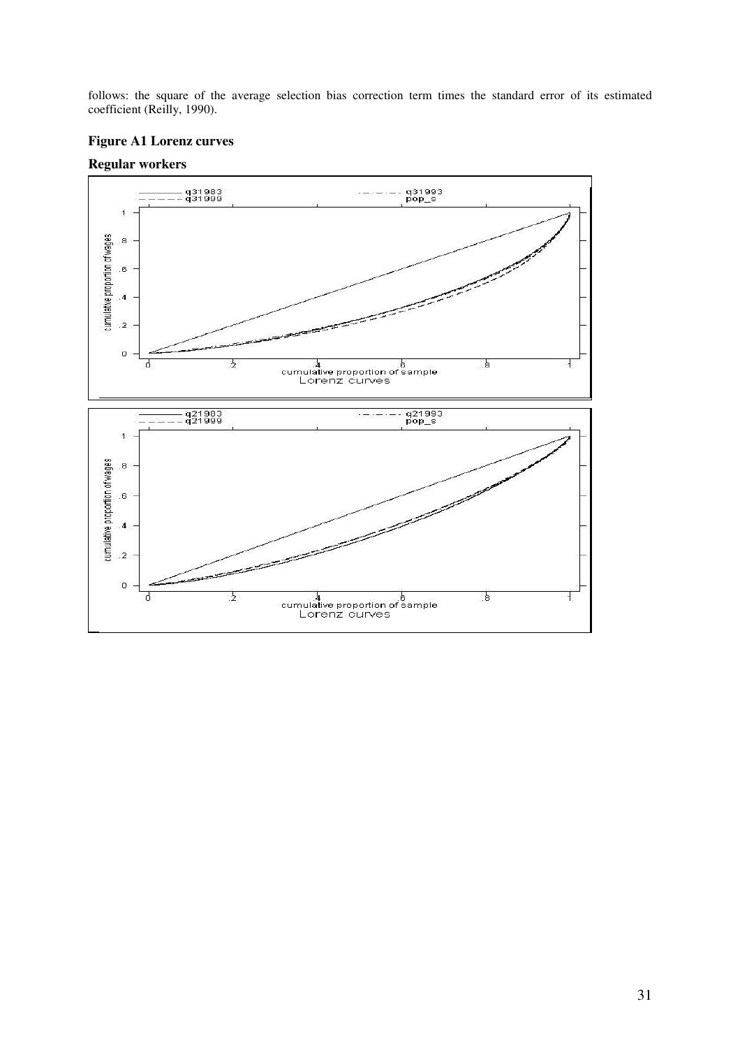follows: the square of the average selection bias correction term times the standard error of its estimated coefficient (Reilly, 1990).

**Figure A1 Lorenz curves**

**Regular workers**

q31983
q31993
q31999
pop_s

cumulative proportion of wages

0
.2
.4
.6
.8
1

0
.2
.4
.6
.8
1

cumulative proportion of sample

Lorenz curves

q21983
q21993
q21999
pop_s

cumulative proportion of wages

0
.2
.4
.6
.8
1

0
.2
.4
.6
.8
1

cumulative proportion of sample

Lorenz curves